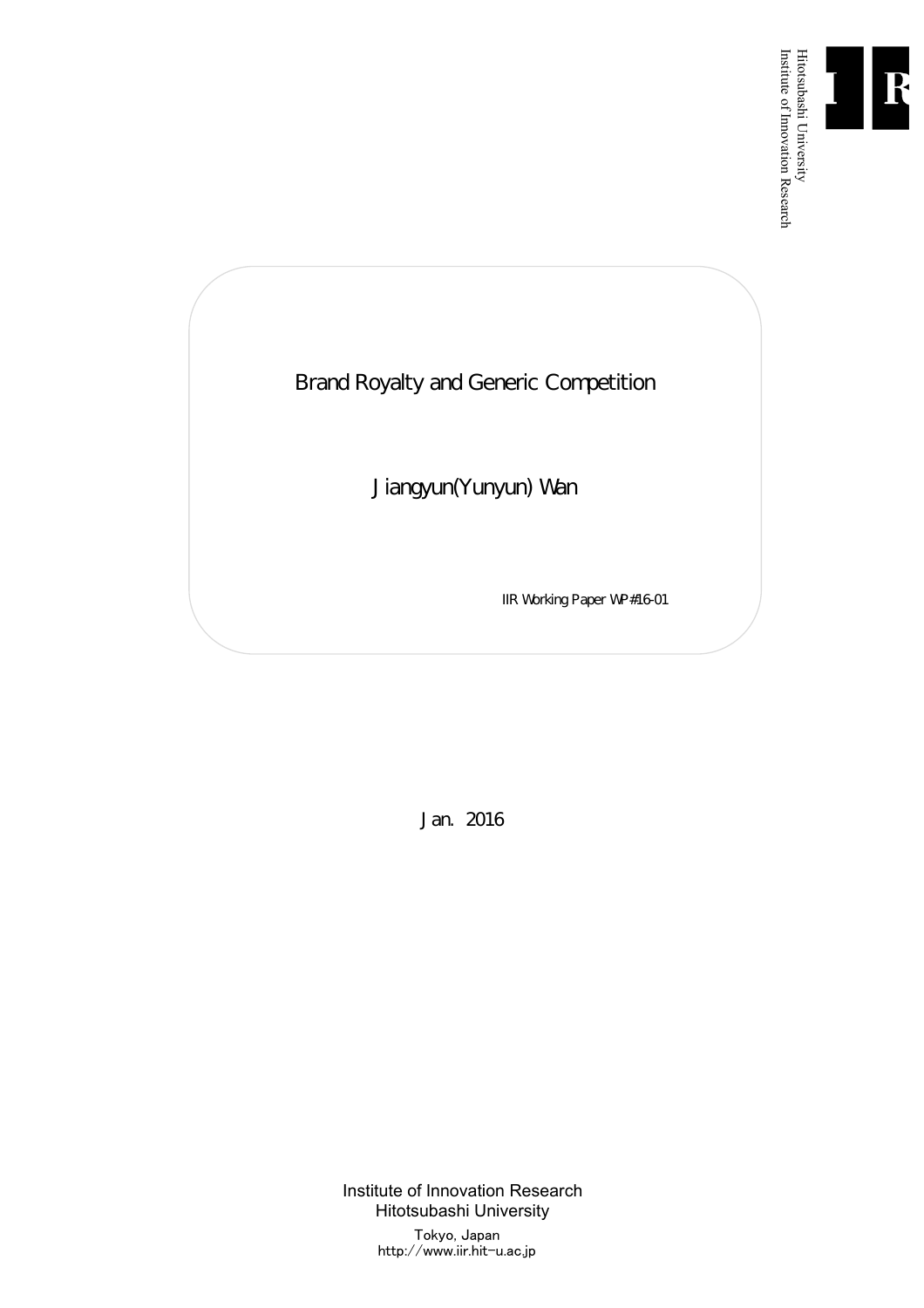Hitotsubashi University
Institute of Innovation Research

# Brand Royalty and Generic Competition

Jiangyun(Yunyun) Wan

IIR Working Paper WP#16-01

Jan. 2016

Institute of Innovation Research
Hitotsubashi University

Tokyo, Japan
http://www.iir.hit-u.ac.jp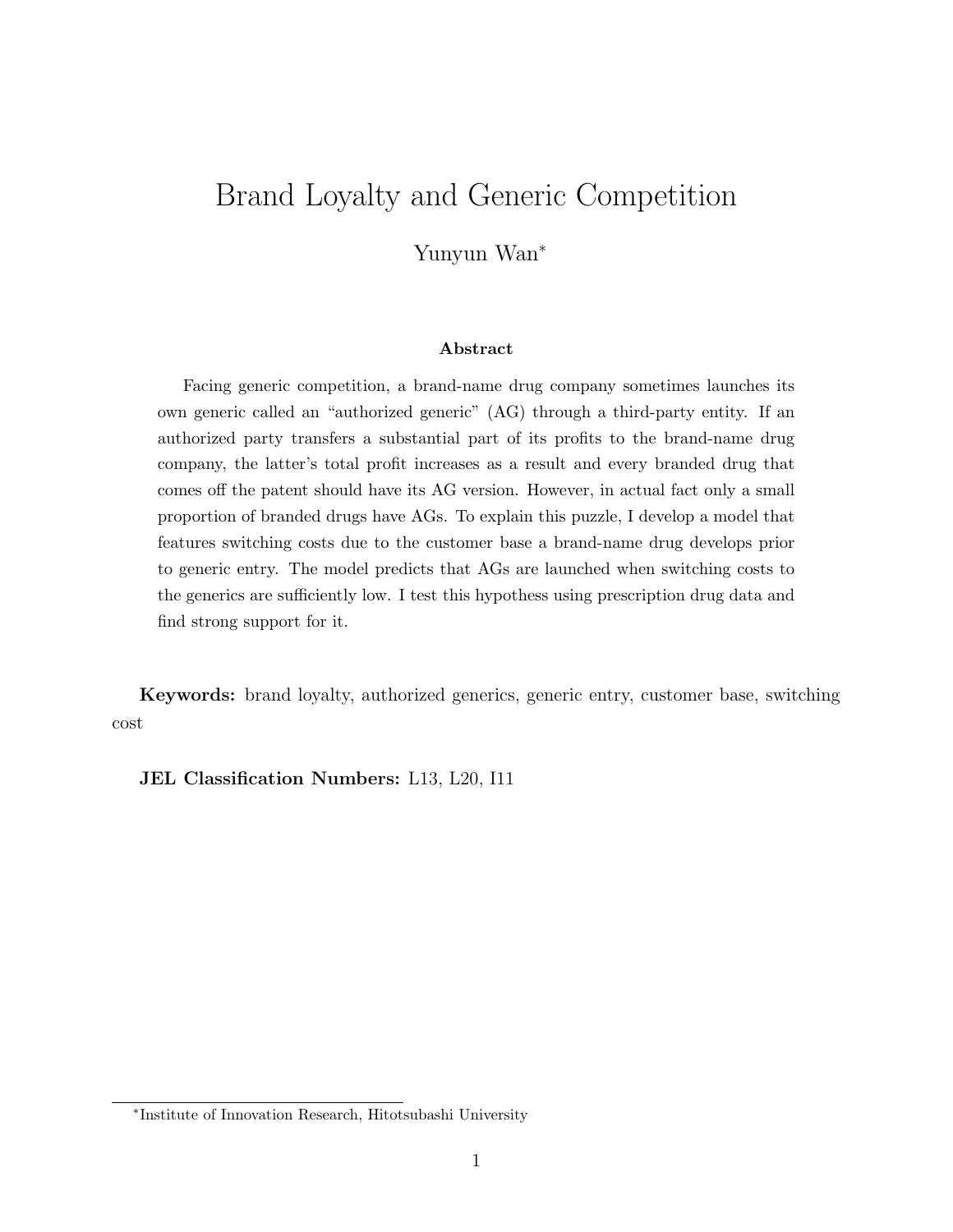# Brand Loyalty and Generic Competition

Yunyun Wan*

**Abstract**

Facing generic competition, a brand-name drug company sometimes launches its own generic called an "authorized generic" (AG) through a third-party entity. If an authorized party transfers a substantial part of its profits to the brand-name drug company, the latter's total profit increases as a result and every branded drug that comes off the patent should have its AG version. However, in actual fact only a small proportion of branded drugs have AGs. To explain this puzzle, I develop a model that features switching costs due to the customer base a brand-name drug develops prior to generic entry. The model predicts that AGs are launched when switching costs to the generics are sufficiently low. I test this hypothess using prescription drug data and find strong support for it.

**Keywords:** brand loyalty, authorized generics, generic entry, customer base, switching cost

**JEL Classification Numbers:** L13, L20, I11

*Institute of Innovation Research, Hitotsubashi University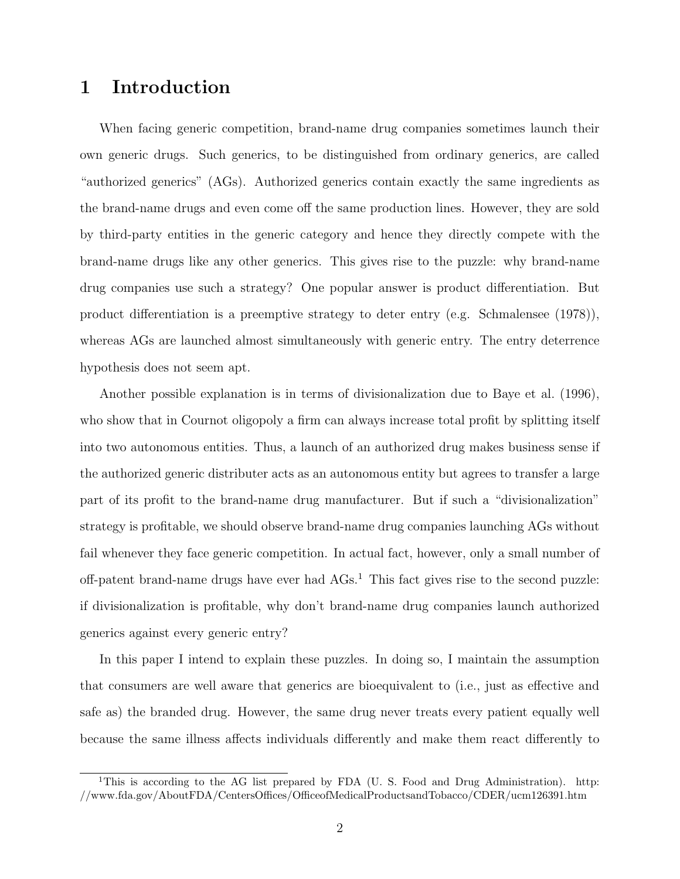# 1 Introduction

When facing generic competition, brand-name drug companies sometimes launch their own generic drugs. Such generics, to be distinguished from ordinary generics, are called "authorized generics" (AGs). Authorized generics contain exactly the same ingredients as the brand-name drugs and even come off the same production lines. However, they are sold by third-party entities in the generic category and hence they directly compete with the brand-name drugs like any other generics. This gives rise to the puzzle: why brand-name drug companies use such a strategy? One popular answer is product differentiation. But product differentiation is a preemptive strategy to deter entry (e.g. Schmalensee (1978)), whereas AGs are launched almost simultaneously with generic entry. The entry deterrence hypothesis does not seem apt.

Another possible explanation is in terms of divisionalization due to Baye et al. (1996), who show that in Cournot oligopoly a firm can always increase total profit by splitting itself into two autonomous entities. Thus, a launch of an authorized drug makes business sense if the authorized generic distributer acts as an autonomous entity but agrees to transfer a large part of its profit to the brand-name drug manufacturer. But if such a "divisionalization" strategy is profitable, we should observe brand-name drug companies launching AGs without fail whenever they face generic competition. In actual fact, however, only a small number of off-patent brand-name drugs have ever had AGs.[1] This fact gives rise to the second puzzle: if divisionalization is profitable, why don't brand-name drug companies launch authorized generics against every generic entry?

In this paper I intend to explain these puzzles. In doing so, I maintain the assumption that consumers are well aware that generics are bioequivalent to (i.e., just as effective and safe as) the branded drug. However, the same drug never treats every patient equally well because the same illness affects individuals differently and make them react differently to

[1] This is according to the AG list prepared by FDA (U. S. Food and Drug Administration). http://www.fda.gov/AboutFDA/CentersOffices/OfficeofMedicalProductsandTobacco/CDER/ucm126391.htm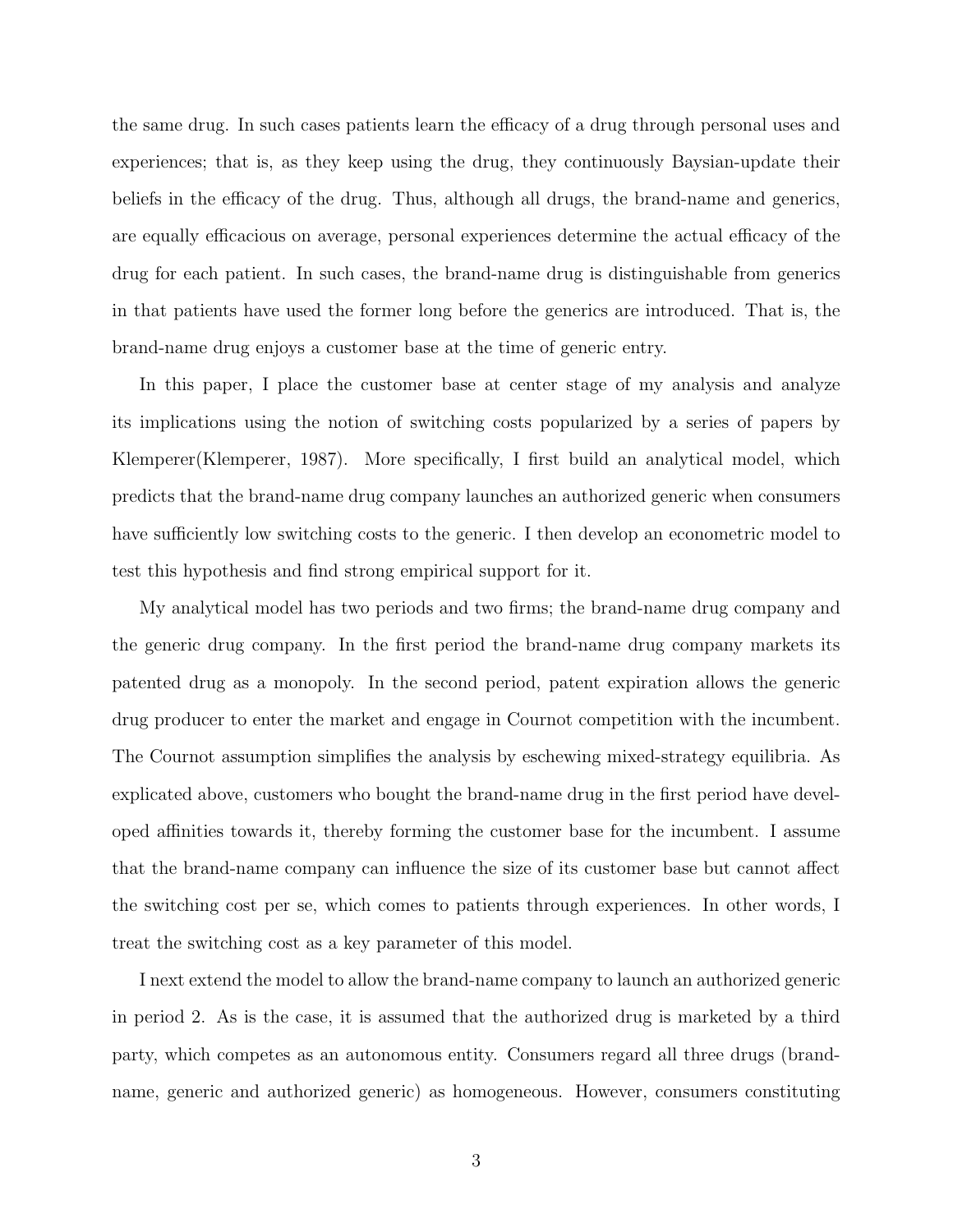the same drug. In such cases patients learn the efficacy of a drug through personal uses and experiences; that is, as they keep using the drug, they continuously Baysian-update their beliefs in the efficacy of the drug. Thus, although all drugs, the brand-name and generics, are equally efficacious on average, personal experiences determine the actual efficacy of the drug for each patient. In such cases, the brand-name drug is distinguishable from generics in that patients have used the former long before the generics are introduced. That is, the brand-name drug enjoys a customer base at the time of generic entry.

In this paper, I place the customer base at center stage of my analysis and analyze its implications using the notion of switching costs popularized by a series of papers by Klemperer(Klemperer, 1987). More specifically, I first build an analytical model, which predicts that the brand-name drug company launches an authorized generic when consumers have sufficiently low switching costs to the generic. I then develop an econometric model to test this hypothesis and find strong empirical support for it.

My analytical model has two periods and two firms; the brand-name drug company and the generic drug company. In the first period the brand-name drug company markets its patented drug as a monopoly. In the second period, patent expiration allows the generic drug producer to enter the market and engage in Cournot competition with the incumbent. The Cournot assumption simplifies the analysis by eschewing mixed-strategy equilibria. As explicated above, customers who bought the brand-name drug in the first period have developed affinities towards it, thereby forming the customer base for the incumbent. I assume that the brand-name company can influence the size of its customer base but cannot affect the switching cost per se, which comes to patients through experiences. In other words, I treat the switching cost as a key parameter of this model.

I next extend the model to allow the brand-name company to launch an authorized generic in period 2. As is the case, it is assumed that the authorized drug is marketed by a third party, which competes as an autonomous entity. Consumers regard all three drugs (brand-name, generic and authorized generic) as homogeneous. However, consumers constituting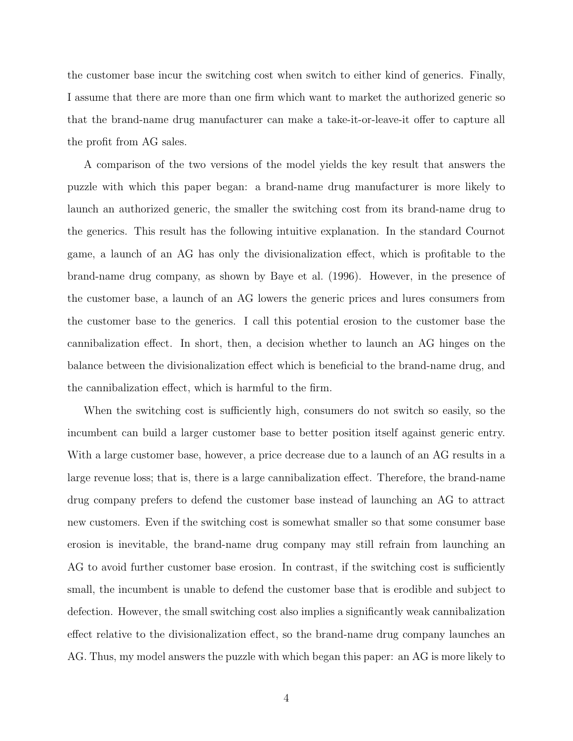the customer base incur the switching cost when switch to either kind of generics. Finally, I assume that there are more than one firm which want to market the authorized generic so that the brand-name drug manufacturer can make a take-it-or-leave-it offer to capture all the profit from AG sales.

A comparison of the two versions of the model yields the key result that answers the puzzle with which this paper began: a brand-name drug manufacturer is more likely to launch an authorized generic, the smaller the switching cost from its brand-name drug to the generics. This result has the following intuitive explanation. In the standard Cournot game, a launch of an AG has only the divisionalization effect, which is profitable to the brand-name drug company, as shown by Baye et al. (1996). However, in the presence of the customer base, a launch of an AG lowers the generic prices and lures consumers from the customer base to the generics. I call this potential erosion to the customer base the cannibalization effect. In short, then, a decision whether to launch an AG hinges on the balance between the divisionalization effect which is beneficial to the brand-name drug, and the cannibalization effect, which is harmful to the firm.

When the switching cost is sufficiently high, consumers do not switch so easily, so the incumbent can build a larger customer base to better position itself against generic entry. With a large customer base, however, a price decrease due to a launch of an AG results in a large revenue loss; that is, there is a large cannibalization effect. Therefore, the brand-name drug company prefers to defend the customer base instead of launching an AG to attract new customers. Even if the switching cost is somewhat smaller so that some consumer base erosion is inevitable, the brand-name drug company may still refrain from launching an AG to avoid further customer base erosion. In contrast, if the switching cost is sufficiently small, the incumbent is unable to defend the customer base that is erodible and subject to defection. However, the small switching cost also implies a significantly weak cannibalization effect relative to the divisionalization effect, so the brand-name drug company launches an AG. Thus, my model answers the puzzle with which began this paper: an AG is more likely to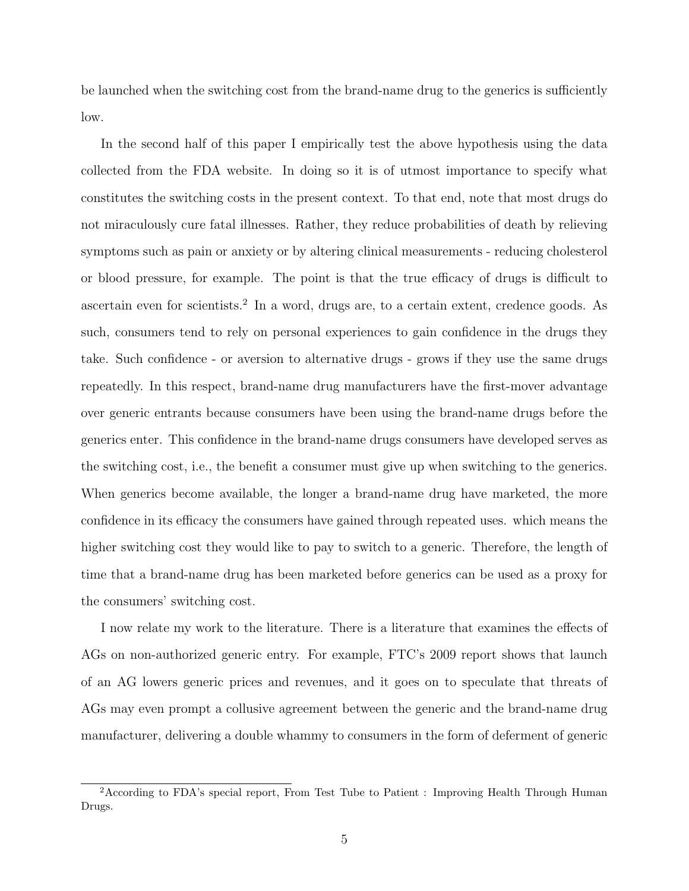be launched when the switching cost from the brand-name drug to the generics is sufficiently low.

In the second half of this paper I empirically test the above hypothesis using the data collected from the FDA website. In doing so it is of utmost importance to specify what constitutes the switching costs in the present context. To that end, note that most drugs do not miraculously cure fatal illnesses. Rather, they reduce probabilities of death by relieving symptoms such as pain or anxiety or by altering clinical measurements - reducing cholesterol or blood pressure, for example. The point is that the true efficacy of drugs is difficult to ascertain even for scientists.[2] In a word, drugs are, to a certain extent, credence goods. As such, consumers tend to rely on personal experiences to gain confidence in the drugs they take. Such confidence - or aversion to alternative drugs - grows if they use the same drugs repeatedly. In this respect, brand-name drug manufacturers have the first-mover advantage over generic entrants because consumers have been using the brand-name drugs before the generics enter. This confidence in the brand-name drugs consumers have developed serves as the switching cost, i.e., the benefit a consumer must give up when switching to the generics. When generics become available, the longer a brand-name drug have marketed, the more confidence in its efficacy the consumers have gained through repeated uses. which means the higher switching cost they would like to pay to switch to a generic. Therefore, the length of time that a brand-name drug has been marketed before generics can be used as a proxy for the consumers' switching cost.

I now relate my work to the literature. There is a literature that examines the effects of AGs on non-authorized generic entry. For example, FTC's 2009 report shows that launch of an AG lowers generic prices and revenues, and it goes on to speculate that threats of AGs may even prompt a collusive agreement between the generic and the brand-name drug manufacturer, delivering a double whammy to consumers in the form of deferment of generic

[2] According to FDA's special report, From Test Tube to Patient : Improving Health Through Human Drugs.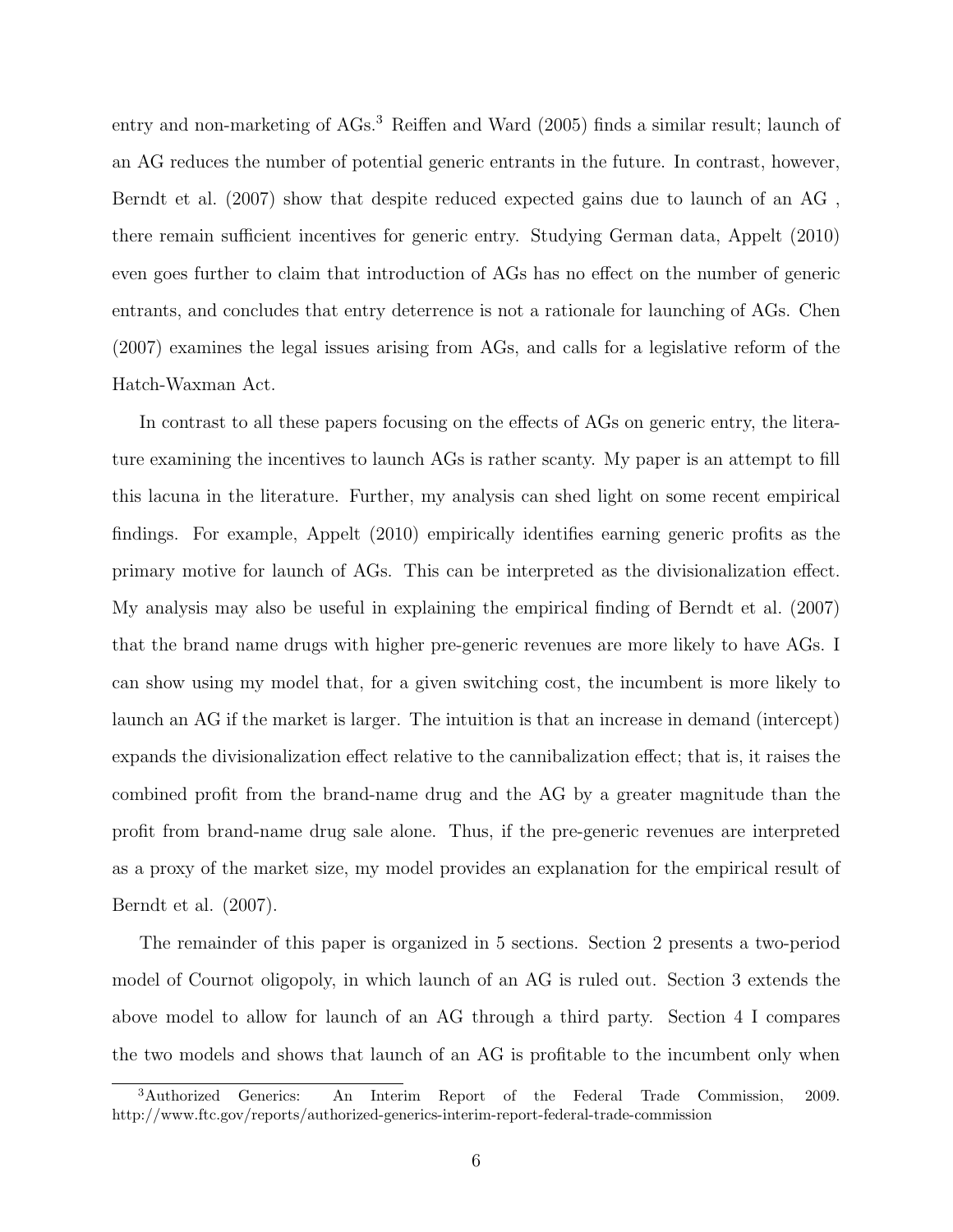entry and non-marketing of AGs.[3] Reiffen and Ward (2005) finds a similar result; launch of an AG reduces the number of potential generic entrants in the future. In contrast, however, Berndt et al. (2007) show that despite reduced expected gains due to launch of an AG , there remain sufficient incentives for generic entry. Studying German data, Appelt (2010) even goes further to claim that introduction of AGs has no effect on the number of generic entrants, and concludes that entry deterrence is not a rationale for launching of AGs. Chen (2007) examines the legal issues arising from AGs, and calls for a legislative reform of the Hatch-Waxman Act.

In contrast to all these papers focusing on the effects of AGs on generic entry, the literature examining the incentives to launch AGs is rather scanty. My paper is an attempt to fill this lacuna in the literature. Further, my analysis can shed light on some recent empirical findings. For example, Appelt (2010) empirically identifies earning generic profits as the primary motive for launch of AGs. This can be interpreted as the divisionalization effect. My analysis may also be useful in explaining the empirical finding of Berndt et al. (2007) that the brand name drugs with higher pre-generic revenues are more likely to have AGs. I can show using my model that, for a given switching cost, the incumbent is more likely to launch an AG if the market is larger. The intuition is that an increase in demand (intercept) expands the divisionalization effect relative to the cannibalization effect; that is, it raises the combined profit from the brand-name drug and the AG by a greater magnitude than the profit from brand-name drug sale alone. Thus, if the pre-generic revenues are interpreted as a proxy of the market size, my model provides an explanation for the empirical result of Berndt et al. (2007).

The remainder of this paper is organized in 5 sections. Section 2 presents a two-period model of Cournot oligopoly, in which launch of an AG is ruled out. Section 3 extends the above model to allow for launch of an AG through a third party. Section 4 I compares the two models and shows that launch of an AG is profitable to the incumbent only when

[3] Authorized Generics: An Interim Report of the Federal Trade Commission, 2009. http://www.ftc.gov/reports/authorized-generics-interim-report-federal-trade-commission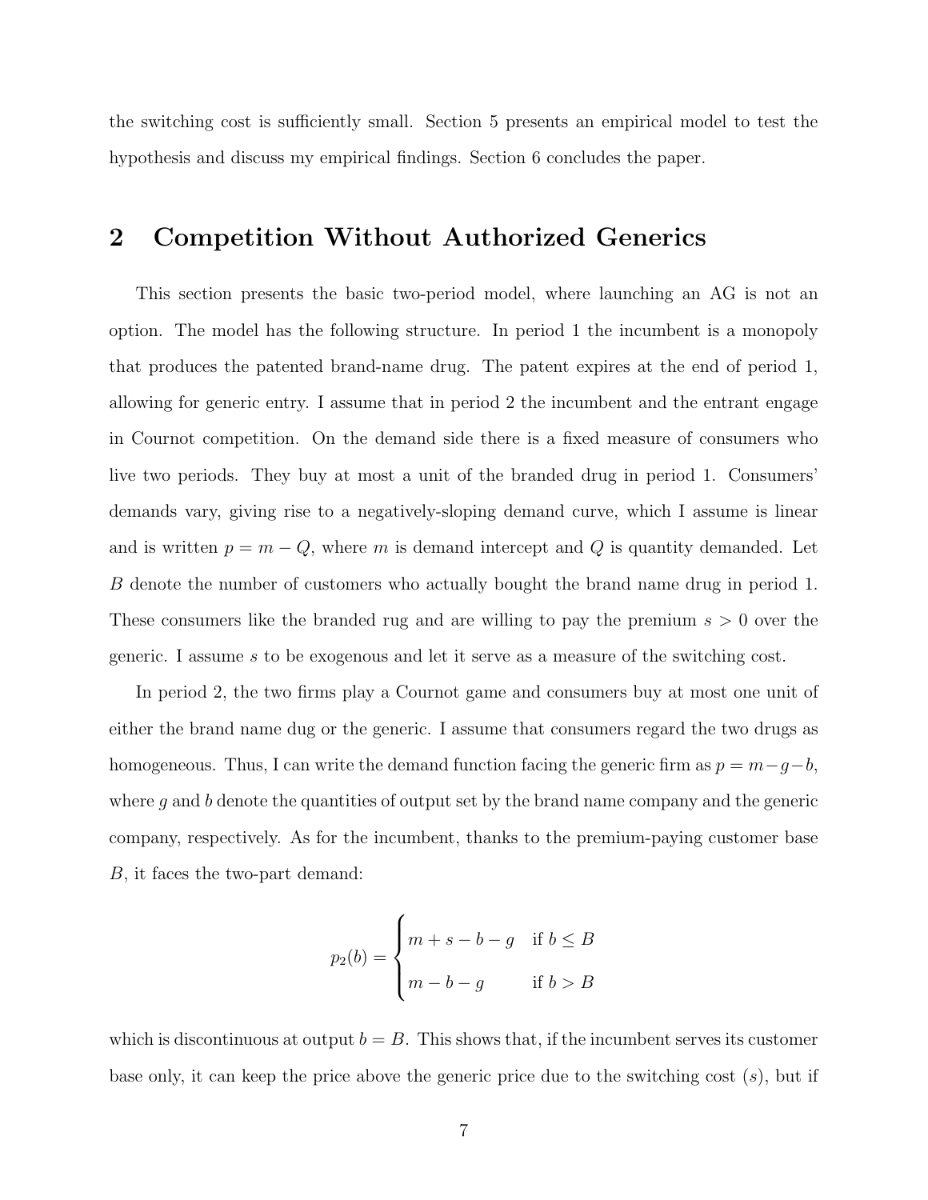the switching cost is sufficiently small. Section 5 presents an empirical model to test the hypothesis and discuss my empirical findings. Section 6 concludes the paper.

## 2 Competition Without Authorized Generics

This section presents the basic two-period model, where launching an AG is not an option. The model has the following structure. In period 1 the incumbent is a monopoly that produces the patented brand-name drug. The patent expires at the end of period 1, allowing for generic entry. I assume that in period 2 the incumbent and the entrant engage in Cournot competition. On the demand side there is a fixed measure of consumers who live two periods. They buy at most a unit of the branded drug in period 1. Consumers' demands vary, giving rise to a negatively-sloping demand curve, which I assume is linear and is written $p = m - Q$, where $m$ is demand intercept and $Q$ is quantity demanded. Let $B$ denote the number of customers who actually bought the brand name drug in period 1. These consumers like the branded rug and are willing to pay the premium $s > 0$ over the generic. I assume $s$ to be exogenous and let it serve as a measure of the switching cost.

In period 2, the two firms play a Cournot game and consumers buy at most one unit of either the brand name dug or the generic. I assume that consumers regard the two drugs as homogeneous. Thus, I can write the demand function facing the generic firm as $p = m - g - b$, where $g$ and $b$ denote the quantities of output set by the brand name company and the generic company, respectively. As for the incumbent, thanks to the premium-paying customer base $B$, it faces the two-part demand:

$$p_2(b) = \begin{cases} m + s - b - g & \text{if } b \leq B \\ m - b - g & \text{if } b > B \end{cases}$$

which is discontinuous at output $b = B$. This shows that, if the incumbent serves its customer base only, it can keep the price above the generic price due to the switching cost ($s$), but if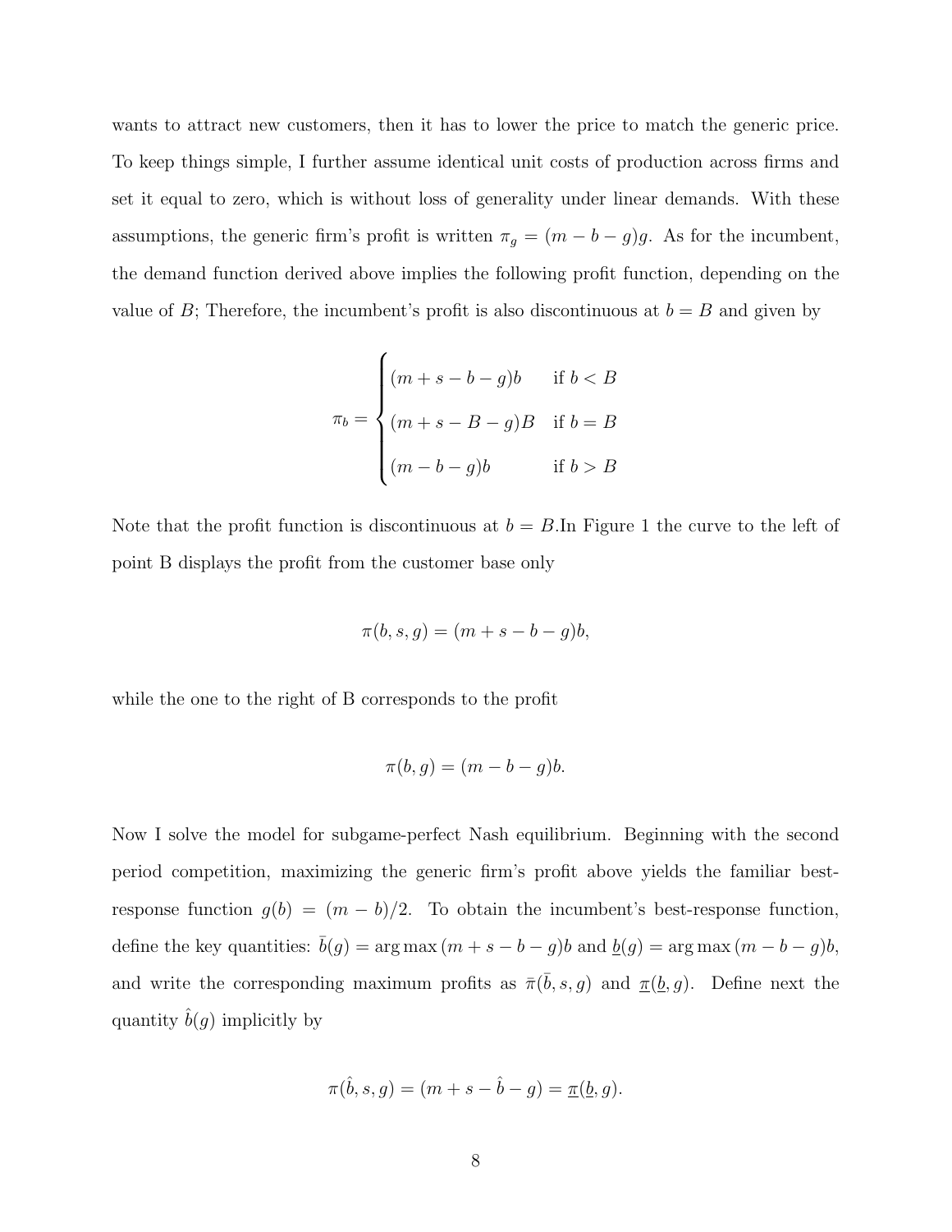wants to attract new customers, then it has to lower the price to match the generic price. To keep things simple, I further assume identical unit costs of production across firms and set it equal to zero, which is without loss of generality under linear demands. With these assumptions, the generic firm's profit is written $\pi_g = (m - b - g)g$. As for the incumbent, the demand function derived above implies the following profit function, depending on the value of $B$; Therefore, the incumbent's profit is also discontinuous at $b = B$ and given by

$$
\pi_b = \begin{cases} (m + s - b - g)b & \text{if } b < B \\ (m + s - B - g)B & \text{if } b = B \\ (m - b - g)b & \text{if } b > B \end{cases}
$$

Note that the profit function is discontinuous at $b = B$.In Figure 1 the curve to the left of point B displays the profit from the customer base only

$$
\pi(b, s, g) = (m + s - b - g)b,
$$

while the one to the right of B corresponds to the profit

$$
\pi(b, g) = (m - b - g)b.
$$

Now I solve the model for subgame-perfect Nash equilibrium. Beginning with the second period competition, maximizing the generic firm's profit above yields the familiar best-response function $g(b) = (m - b)/2$. To obtain the incumbent's best-response function, define the key quantities: $\bar{b}(g) = \arg\max\,(m + s - b - g)b$ and $\underline{b}(g) = \arg\max\,(m - b - g)b$, and write the corresponding maximum profits as $\bar{\pi}(\bar{b}, s, g)$ and $\underline{\pi}(\underline{b}, g)$. Define next the quantity $\hat{b}(g)$ implicitly by

$$
\pi(\hat{b}, s, g) = (m + s - \hat{b} - g) = \underline{\pi}(\underline{b}, g).
$$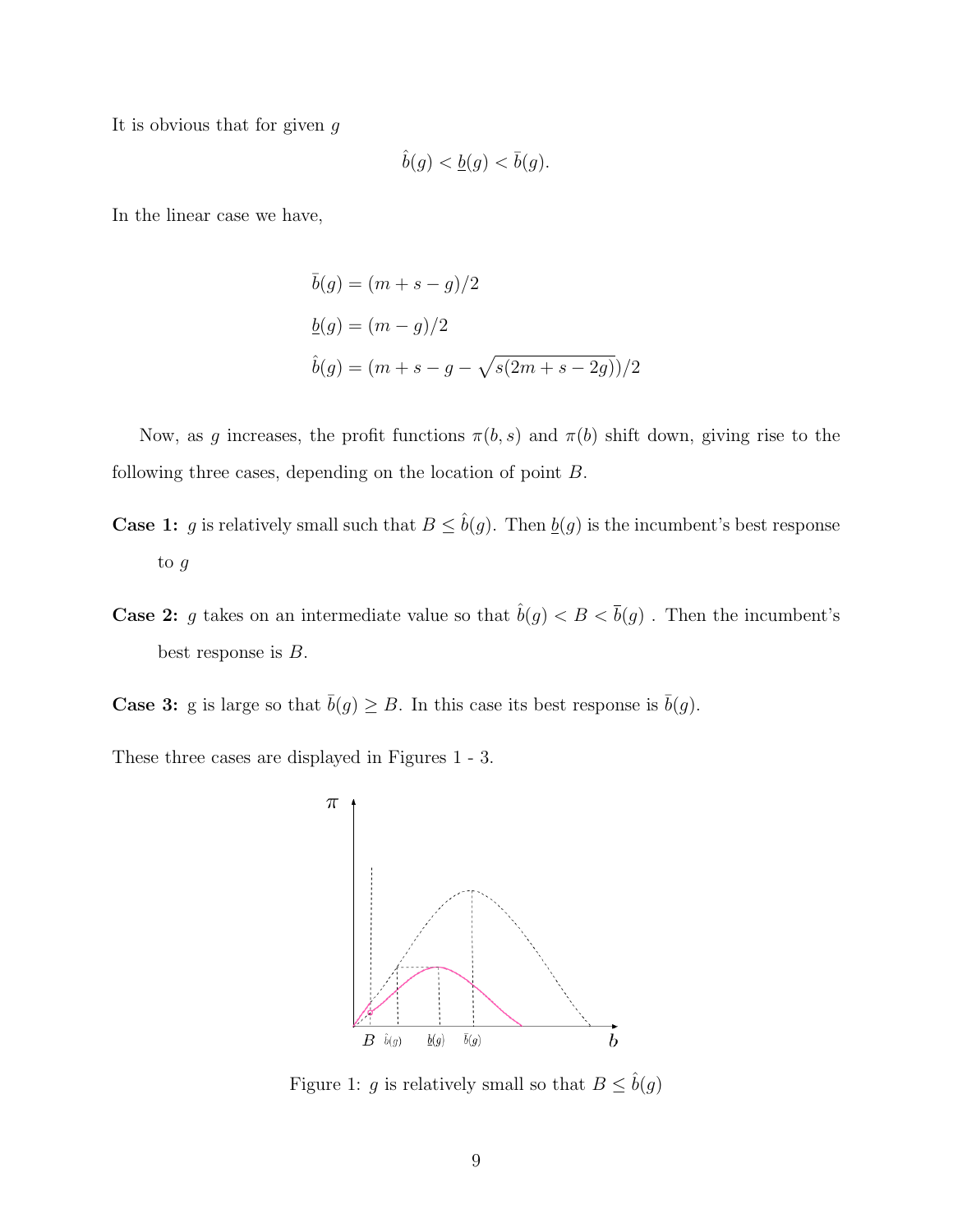It is obvious that for given $g$

$$\hat{b}(g) < \underline{b}(g) < \bar{b}(g).$$

In the linear case we have,

$$\bar{b}(g) = (m + s - g)/2$$

$$\underline{b}(g) = (m - g)/2$$

$$\hat{b}(g) = (m + s - g - \sqrt{s(2m + s - 2g)})/2$$

Now, as $g$ increases, the profit functions $\pi(b, s)$ and $\pi(b)$ shift down, giving rise to the following three cases, depending on the location of point $B$.

**Case 1:** $g$ is relatively small such that $B \leq \hat{b}(g)$. Then $\underline{b}(g)$ is the incumbent's best response to $g$

**Case 2:** $g$ takes on an intermediate value so that $\hat{b}(g) < B < \overline{b}(g)$ . Then the incumbent's best response is $B$.

**Case 3:** g is large so that $\bar{b}(g) \geq B$. In this case its best response is $\bar{b}(g)$.

These three cases are displayed in Figures 1 - 3.

Figure 1: $g$ is relatively small so that $B \leq \hat{b}(g)$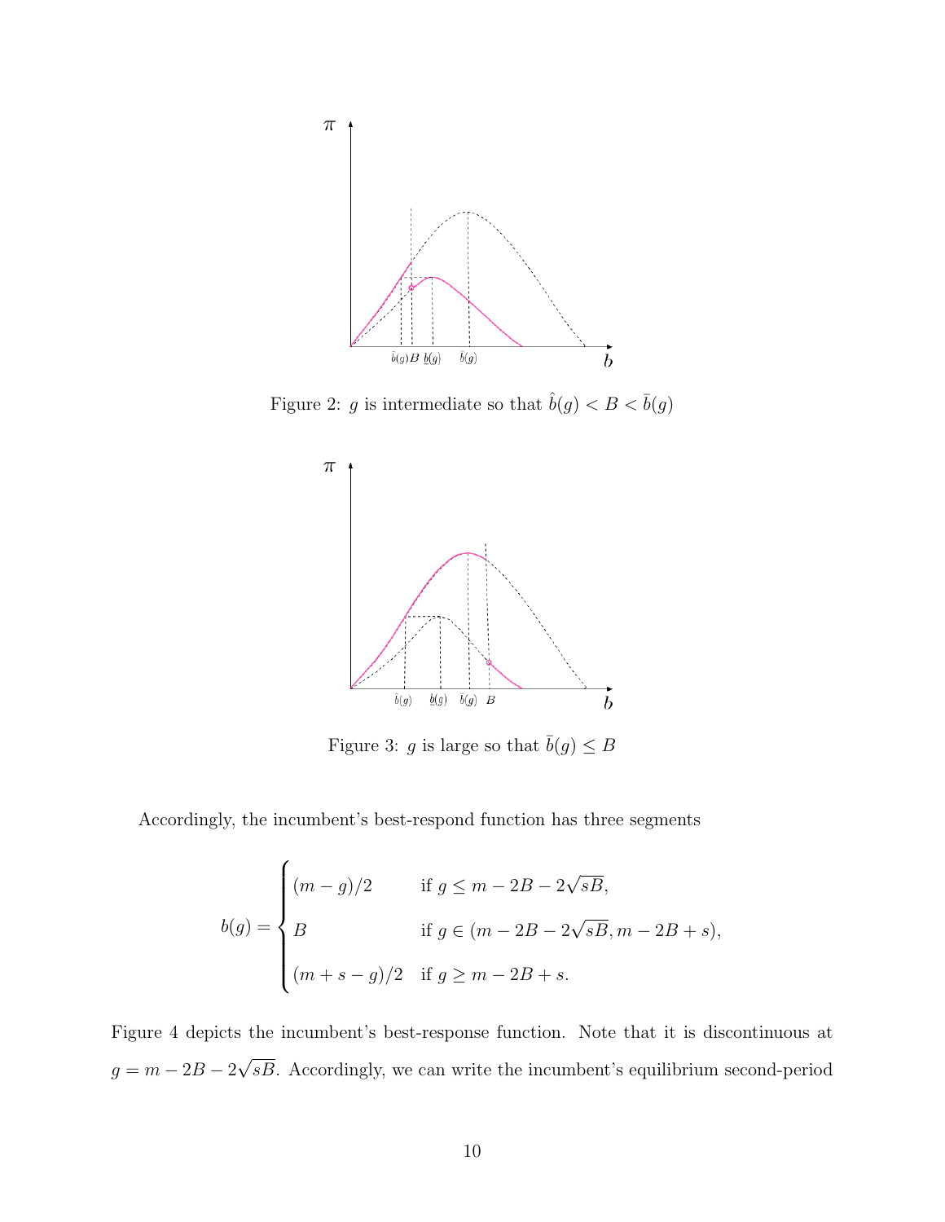Figure 2: $g$ is intermediate so that $\hat{b}(g) < B < \bar{b}(g)$

Figure 3: $g$ is large so that $\bar{b}(g) \leq B$

Accordingly, the incumbent's best-respond function has three segments

$$
b(g) = \begin{cases} (m-g)/2 & \text{if } g \leq m - 2B - 2\sqrt{sB}, \\ B & \text{if } g \in (m - 2B - 2\sqrt{sB}, m - 2B + s), \\ (m+s-g)/2 & \text{if } g \geq m - 2B + s. \end{cases}
$$

Figure 4 depicts the incumbent's best-response function. Note that it is discontinuous at $g = m - 2B - 2\sqrt{sB}$. Accordingly, we can write the incumbent's equilibrium second-period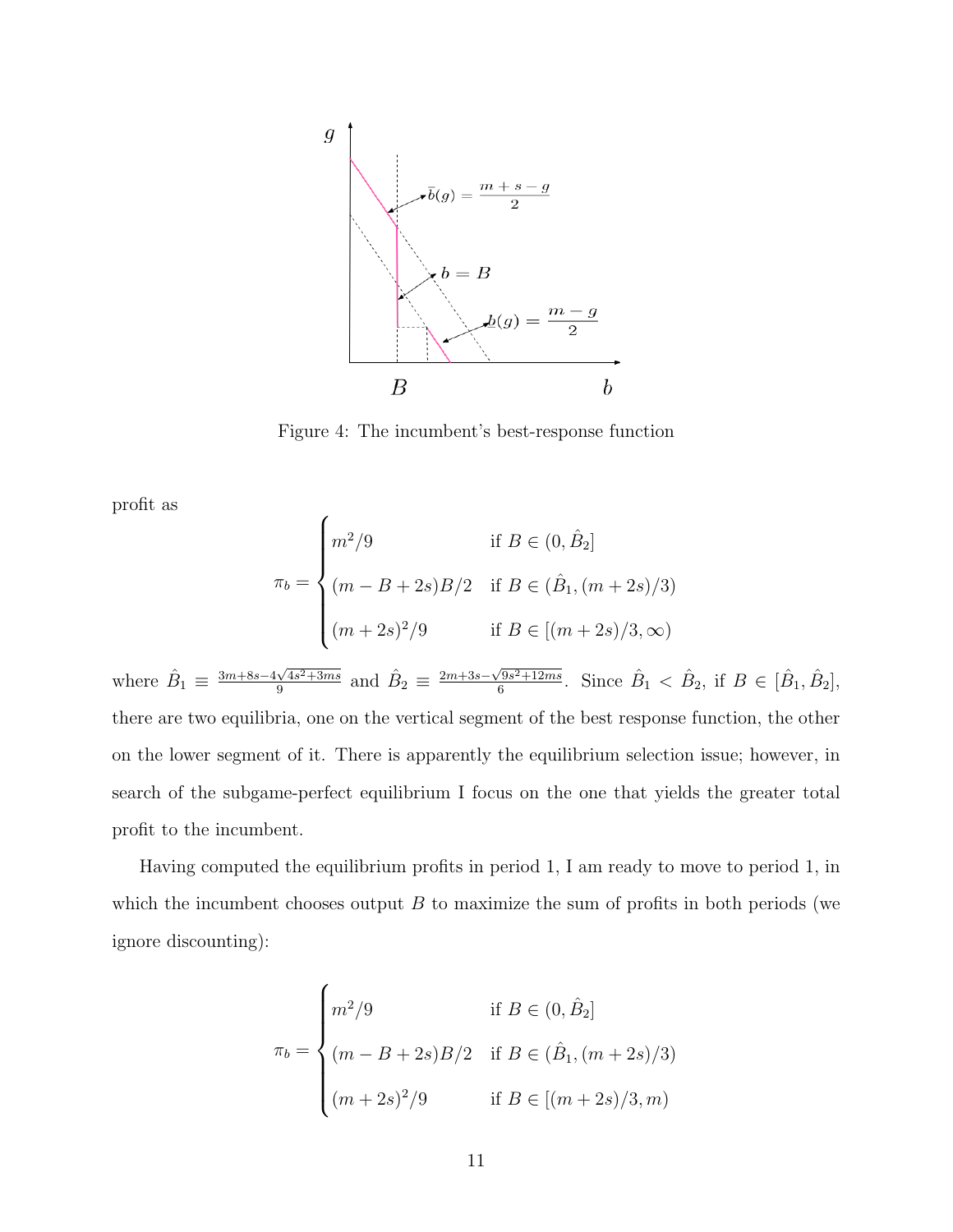Figure 4: The incumbent's best-response function

profit as

$$\pi_b = \begin{cases} m^2/9 & \text{if } B \in (0, \hat{B}_2] \\ (m - B + 2s)B/2 & \text{if } B \in (\hat{B}_1, (m+2s)/3) \\ (m+2s)^2/9 & \text{if } B \in [(m+2s)/3, \infty) \end{cases}$$

where $\hat{B}_1 \equiv \frac{3m+8s-4\sqrt{4s^2+3ms}}{9}$ and $\hat{B}_2 \equiv \frac{2m+3s-\sqrt{9s^2+12ms}}{6}$. Since $\hat{B}_1 < \hat{B}_2$, if $B \in [\hat{B}_1, \hat{B}_2]$, there are two equilibria, one on the vertical segment of the best response function, the other on the lower segment of it. There is apparently the equilibrium selection issue; however, in search of the subgame-perfect equilibrium I focus on the one that yields the greater total profit to the incumbent.

Having computed the equilibrium profits in period 1, I am ready to move to period 1, in which the incumbent chooses output $B$ to maximize the sum of profits in both periods (we ignore discounting):

$$\pi_b = \begin{cases} m^2/9 & \text{if } B \in (0, \hat{B}_2] \\ (m - B + 2s)B/2 & \text{if } B \in (\hat{B}_1, (m+2s)/3) \\ (m+2s)^2/9 & \text{if } B \in [(m+2s)/3, m) \end{cases}$$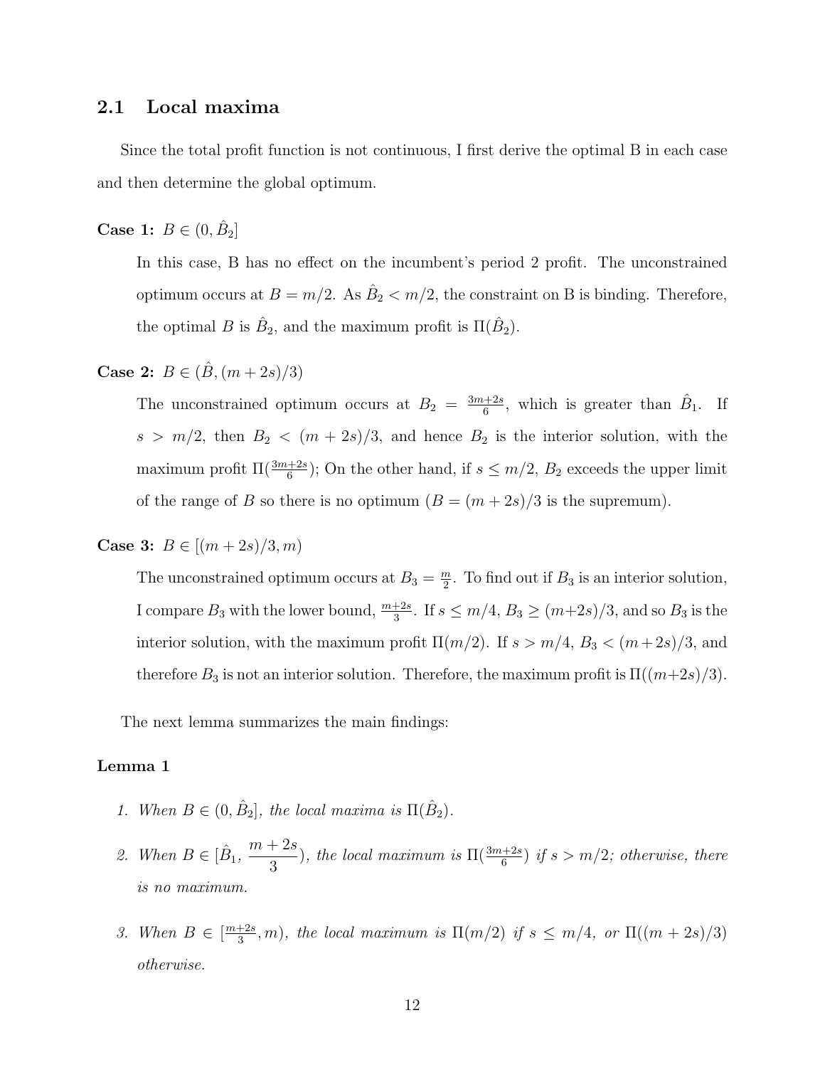## 2.1 Local maxima

Since the total profit function is not continuous, I first derive the optimal B in each case and then determine the global optimum.

**Case 1:** $B \in (0, \hat{B}_2]$

In this case, B has no effect on the incumbent's period 2 profit. The unconstrained optimum occurs at $B = m/2$. As $\hat{B}_2 < m/2$, the constraint on B is binding. Therefore, the optimal $B$ is $\hat{B}_2$, and the maximum profit is $\Pi(\hat{B}_2)$.

**Case 2:** $B \in (\hat{B}, (m + 2s)/3)$

The unconstrained optimum occurs at $B_2 = \frac{3m+2s}{6}$, which is greater than $\hat{B}_1$. If $s > m/2$, then $B_2 < (m + 2s)/3$, and hence $B_2$ is the interior solution, with the maximum profit $\Pi(\frac{3m+2s}{6})$; On the other hand, if $s \leq m/2$, $B_2$ exceeds the upper limit of the range of $B$ so there is no optimum ($B = (m + 2s)/3$ is the supremum).

**Case 3:** $B \in [(m + 2s)/3, m)$

The unconstrained optimum occurs at $B_3 = \frac{m}{2}$. To find out if $B_3$ is an interior solution, I compare $B_3$ with the lower bound, $\frac{m+2s}{3}$. If $s \leq m/4$, $B_3 \geq (m+2s)/3$, and so $B_3$ is the interior solution, with the maximum profit $\Pi(m/2)$. If $s > m/4$, $B_3 < (m+2s)/3$, and therefore $B_3$ is not an interior solution. Therefore, the maximum profit is $\Pi((m+2s)/3)$.

The next lemma summarizes the main findings:

**Lemma 1**

1. *When $B \in (0, \hat{B}_2]$, the local maxima is $\Pi(\hat{B}_2)$.*
2. *When $B \in [\hat{B}_1, \dfrac{m + 2s}{3})$, the local maximum is $\Pi(\frac{3m+2s}{6})$ if $s > m/2$; otherwise, there is no maximum.*
3. *When $B \in [\frac{m+2s}{3}, m)$, the local maximum is $\Pi(m/2)$ if $s \leq m/4$, or $\Pi((m + 2s)/3)$ otherwise.*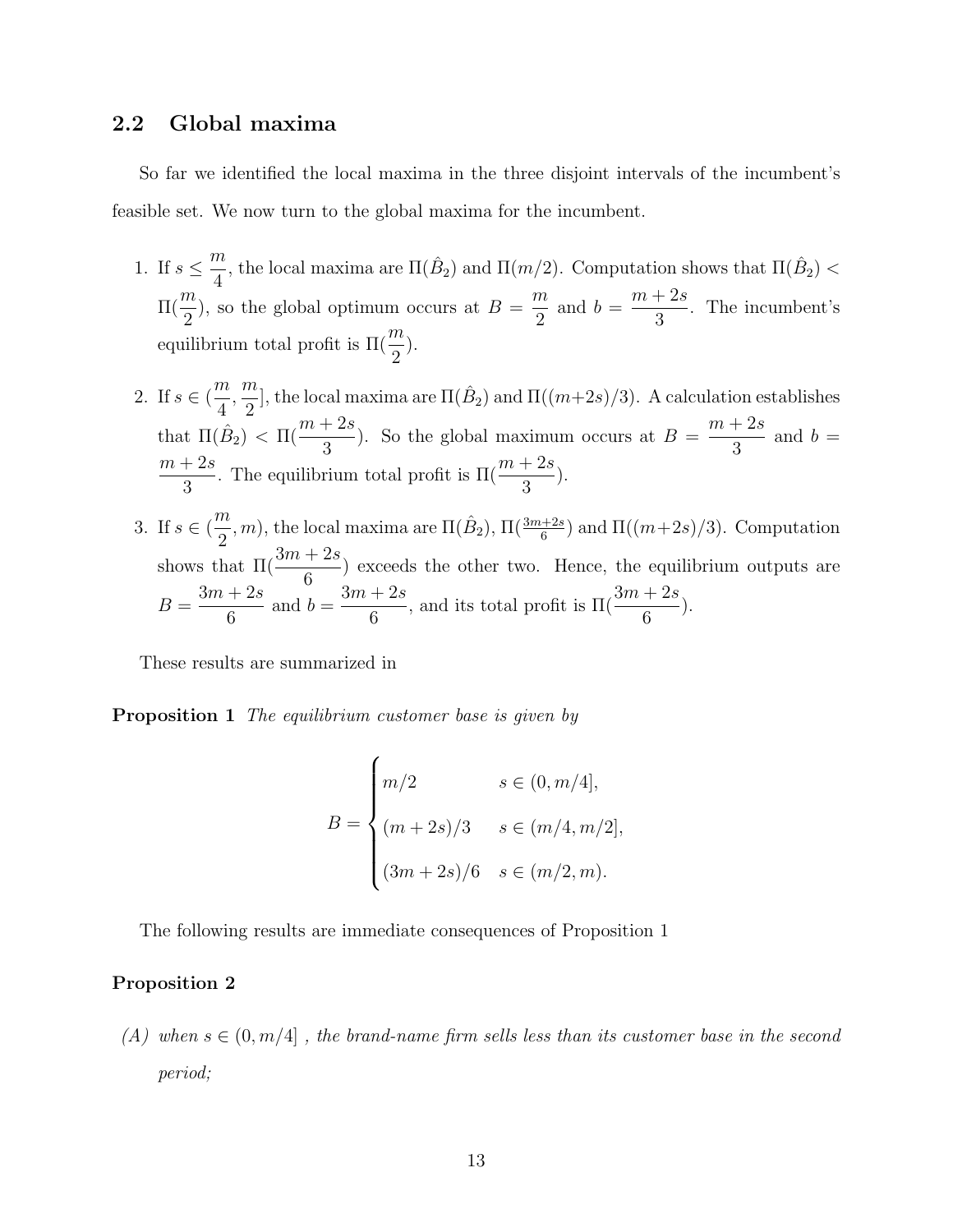## 2.2 Global maxima

So far we identified the local maxima in the three disjoint intervals of the incumbent's feasible set. We now turn to the global maxima for the incumbent.

1. If $s \leq \dfrac{m}{4}$, the local maxima are $\Pi(\hat{B}_2)$ and $\Pi(m/2)$. Computation shows that $\Pi(\hat{B}_2) < \Pi(\dfrac{m}{2})$, so the global optimum occurs at $B = \dfrac{m}{2}$ and $b = \dfrac{m+2s}{3}$. The incumbent's equilibrium total profit is $\Pi(\dfrac{m}{2})$.

2. If $s \in (\dfrac{m}{4}, \dfrac{m}{2}]$, the local maxima are $\Pi(\hat{B}_2)$ and $\Pi((m+2s)/3)$. A calculation establishes that $\Pi(\hat{B}_2) < \Pi(\dfrac{m+2s}{3})$. So the global maximum occurs at $B = \dfrac{m+2s}{3}$ and $b = \dfrac{m+2s}{3}$. The equilibrium total profit is $\Pi(\dfrac{m+2s}{3})$.

3. If $s \in (\dfrac{m}{2}, m)$, the local maxima are $\Pi(\hat{B}_2)$, $\Pi(\frac{3m+2s}{6})$ and $\Pi((m+2s)/3)$. Computation shows that $\Pi(\dfrac{3m+2s}{6})$ exceeds the other two. Hence, the equilibrium outputs are $B = \dfrac{3m+2s}{6}$ and $b = \dfrac{3m+2s}{6}$, and its total profit is $\Pi(\dfrac{3m+2s}{6})$.

These results are summarized in

**Proposition 1** *The equilibrium customer base is given by*

$$B = \begin{cases} m/2 & s \in (0, m/4], \\ (m+2s)/3 & s \in (m/4, m/2], \\ (3m+2s)/6 & s \in (m/2, m). \end{cases}$$

The following results are immediate consequences of Proposition 1

**Proposition 2**

*(A) when $s \in (0, m/4]$ , the brand-name firm sells less than its customer base in the second period;*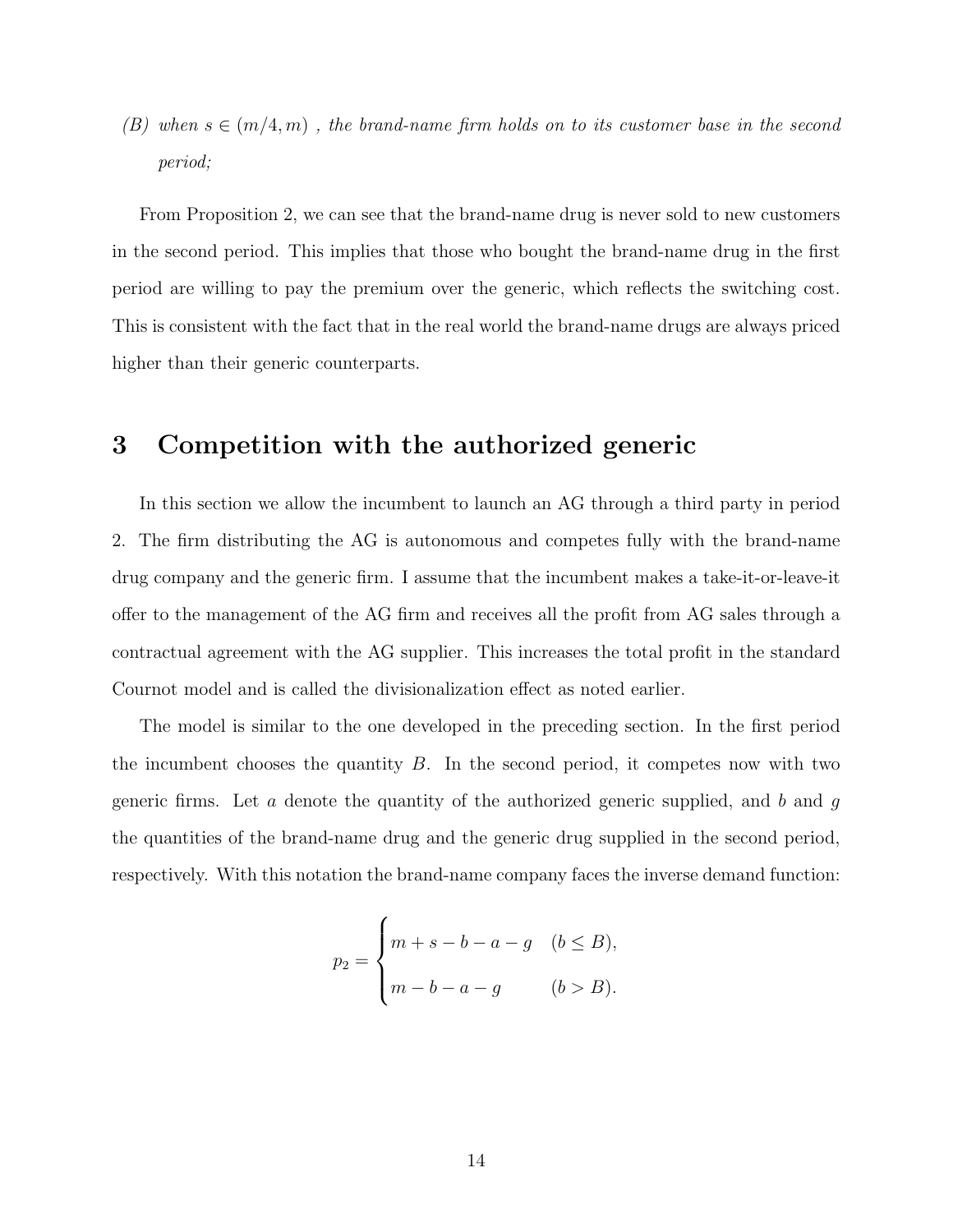*(B) when $s \in (m/4, m)$ , the brand-name firm holds on to its customer base in the second period;*

From Proposition 2, we can see that the brand-name drug is never sold to new customers in the second period. This implies that those who bought the brand-name drug in the first period are willing to pay the premium over the generic, which reflects the switching cost. This is consistent with the fact that in the real world the brand-name drugs are always priced higher than their generic counterparts.

# 3 Competition with the authorized generic

In this section we allow the incumbent to launch an AG through a third party in period 2. The firm distributing the AG is autonomous and competes fully with the brand-name drug company and the generic firm. I assume that the incumbent makes a take-it-or-leave-it offer to the management of the AG firm and receives all the profit from AG sales through a contractual agreement with the AG supplier. This increases the total profit in the standard Cournot model and is called the divisionalization effect as noted earlier.

The model is similar to the one developed in the preceding section. In the first period the incumbent chooses the quantity $B$. In the second period, it competes now with two generic firms. Let $a$ denote the quantity of the authorized generic supplied, and $b$ and $g$ the quantities of the brand-name drug and the generic drug supplied in the second period, respectively. With this notation the brand-name company faces the inverse demand function:

$$p_2 = \begin{cases} m + s - b - a - g & (b \le B), \\ m - b - a - g & (b > B). \end{cases}$$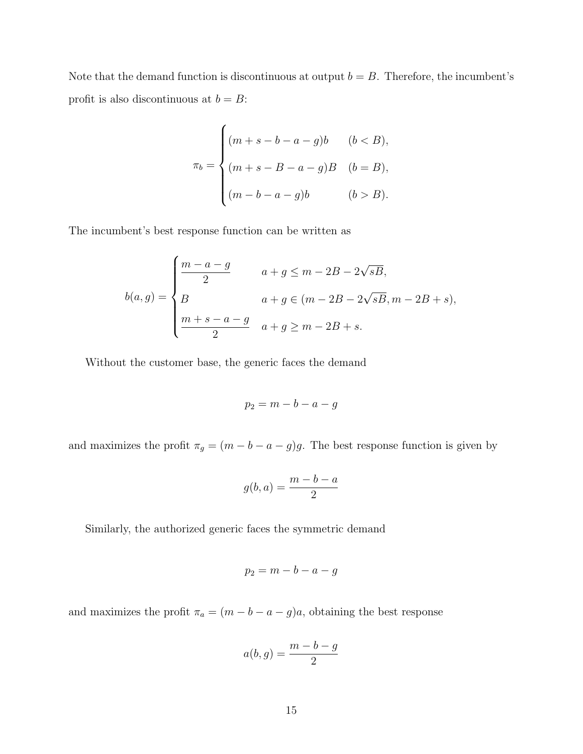Note that the demand function is discontinuous at output $b = B$. Therefore, the incumbent's profit is also discontinuous at $b = B$:

$$
\pi_b = \begin{cases} (m + s - b - a - g)b & (b < B), \\ (m + s - B - a - g)B & (b = B), \\ (m - b - a - g)b & (b > B). \end{cases}
$$

The incumbent's best response function can be written as

$$
b(a, g) = \begin{cases} \dfrac{m - a - g}{2} & a + g \leq m - 2B - 2\sqrt{sB}, \\ B & a + g \in (m - 2B - 2\sqrt{sB}, m - 2B + s), \\ \dfrac{m + s - a - g}{2} & a + g \geq m - 2B + s. \end{cases}
$$

Without the customer base, the generic faces the demand

$$
p_2 = m - b - a - g
$$

and maximizes the profit $\pi_g = (m - b - a - g)g$. The best response function is given by

$$
g(b, a) = \frac{m - b - a}{2}
$$

Similarly, the authorized generic faces the symmetric demand

$$
p_2 = m - b - a - g
$$

and maximizes the profit $\pi_a = (m - b - a - g)a$, obtaining the best response

$$
a(b, g) = \frac{m - b - g}{2}
$$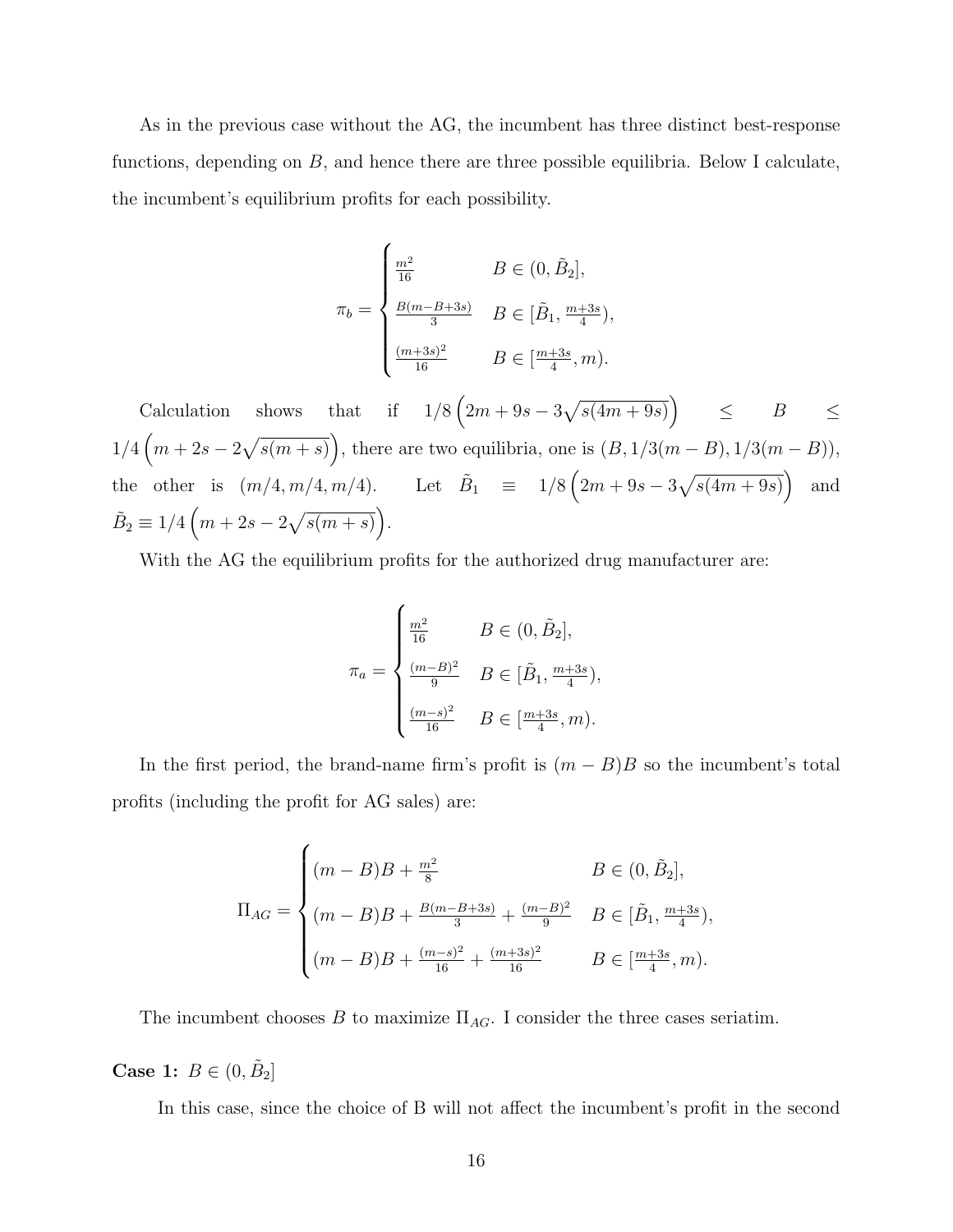As in the previous case without the AG, the incumbent has three distinct best-response functions, depending on $B$, and hence there are three possible equilibria. Below I calculate, the incumbent's equilibrium profits for each possibility.

$$
\pi_b = \begin{cases} \frac{m^2}{16} & B \in (0, \tilde{B}_2], \\ \frac{B(m-B+3s)}{3} & B \in [\tilde{B}_1, \frac{m+3s}{4}), \\ \frac{(m+3s)^2}{16} & B \in [\frac{m+3s}{4}, m). \end{cases}
$$

Calculation shows that if $1/8\left(2m + 9s - 3\sqrt{s(4m+9s)}\right) \leq B \leq 1/4\left(m + 2s - 2\sqrt{s(m+s)}\right)$, there are two equilibria, one is $(B, 1/3(m-B), 1/3(m-B))$, the other is $(m/4, m/4, m/4)$. Let $\tilde{B}_1 \equiv 1/8\left(2m + 9s - 3\sqrt{s(4m+9s)}\right)$ and $\tilde{B}_2 \equiv 1/4\left(m + 2s - 2\sqrt{s(m+s)}\right)$.

With the AG the equilibrium profits for the authorized drug manufacturer are:

$$
\pi_a = \begin{cases} \frac{m^2}{16} & B \in (0, \tilde{B}_2], \\ \frac{(m-B)^2}{9} & B \in [\tilde{B}_1, \frac{m+3s}{4}), \\ \frac{(m-s)^2}{16} & B \in [\frac{m+3s}{4}, m). \end{cases}
$$

In the first period, the brand-name firm's profit is $(m-B)B$ so the incumbent's total profits (including the profit for AG sales) are:

$$
\Pi_{AG} = \begin{cases} (m-B)B + \frac{m^2}{8} & B \in (0, \tilde{B}_2], \\ (m-B)B + \frac{B(m-B+3s)}{3} + \frac{(m-B)^2}{9} & B \in [\tilde{B}_1, \frac{m+3s}{4}), \\ (m-B)B + \frac{(m-s)^2}{16} + \frac{(m+3s)^2}{16} & B \in [\frac{m+3s}{4}, m). \end{cases}
$$

The incumbent chooses $B$ to maximize $\Pi_{AG}$. I consider the three cases seriatim.

**Case 1:** $B \in (0, \tilde{B}_2]$

In this case, since the choice of B will not affect the incumbent's profit in the second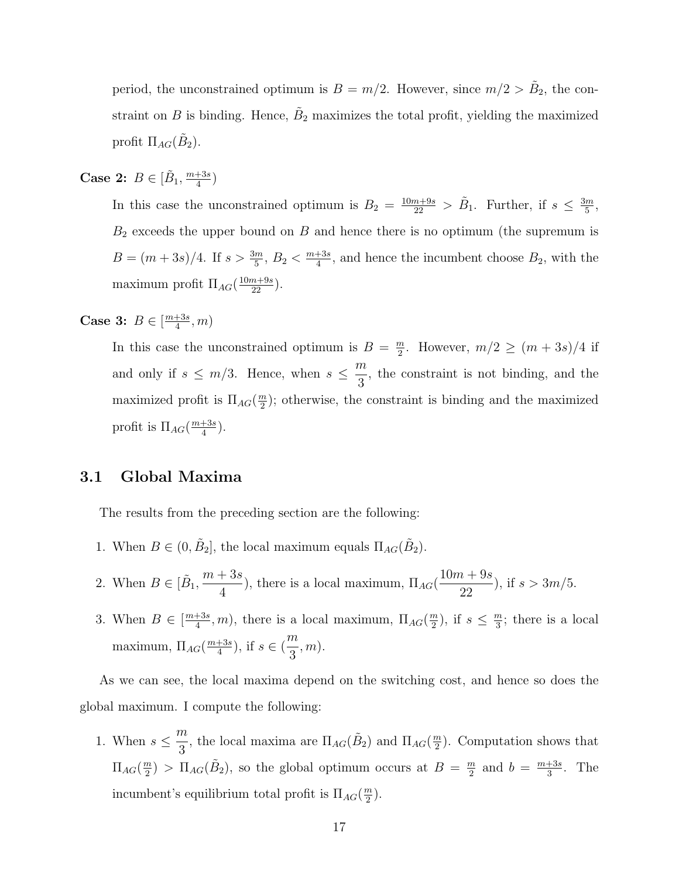period, the unconstrained optimum is $B = m/2$. However, since $m/2 > \tilde{B}_2$, the constraint on $B$ is binding. Hence, $\tilde{B}_2$ maximizes the total profit, yielding the maximized profit $\Pi_{AG}(\tilde{B}_2)$.

**Case 2:** $B \in [\tilde{B}_1, \frac{m+3s}{4})$

In this case the unconstrained optimum is $B_2 = \frac{10m+9s}{22} > \tilde{B}_1$. Further, if $s \leq \frac{3m}{5}$, $B_2$ exceeds the upper bound on $B$ and hence there is no optimum (the supremum is $B = (m+3s)/4$. If $s > \frac{3m}{5}$, $B_2 < \frac{m+3s}{4}$, and hence the incumbent choose $B_2$, with the maximum profit $\Pi_{AG}(\frac{10m+9s}{22})$.

**Case 3:** $B \in [\frac{m+3s}{4}, m)$

In this case the unconstrained optimum is $B = \frac{m}{2}$. However, $m/2 \geq (m+3s)/4$ if and only if $s \leq m/3$. Hence, when $s \leq \dfrac{m}{3}$, the constraint is not binding, and the maximized profit is $\Pi_{AG}(\frac{m}{2})$; otherwise, the constraint is binding and the maximized profit is $\Pi_{AG}(\frac{m+3s}{4})$.

## 3.1 Global Maxima

The results from the preceding section are the following:

1. When $B \in (0, \tilde{B}_2]$, the local maximum equals $\Pi_{AG}(\tilde{B}_2)$.
2. When $B \in [\tilde{B}_1, \dfrac{m+3s}{4})$, there is a local maximum, $\Pi_{AG}(\dfrac{10m+9s}{22})$, if $s > 3m/5$.
3. When $B \in [\frac{m+3s}{4}, m)$, there is a local maximum, $\Pi_{AG}(\frac{m}{2})$, if $s \leq \frac{m}{3}$; there is a local maximum, $\Pi_{AG}(\frac{m+3s}{4})$, if $s \in (\dfrac{m}{3}, m)$.

As we can see, the local maxima depend on the switching cost, and hence so does the global maximum. I compute the following:

1. When $s \leq \dfrac{m}{3}$, the local maxima are $\Pi_{AG}(\tilde{B}_2)$ and $\Pi_{AG}(\frac{m}{2})$. Computation shows that $\Pi_{AG}(\frac{m}{2}) > \Pi_{AG}(\tilde{B}_2)$, so the global optimum occurs at $B = \frac{m}{2}$ and $b = \frac{m+3s}{3}$. The incumbent's equilibrium total profit is $\Pi_{AG}(\frac{m}{2})$.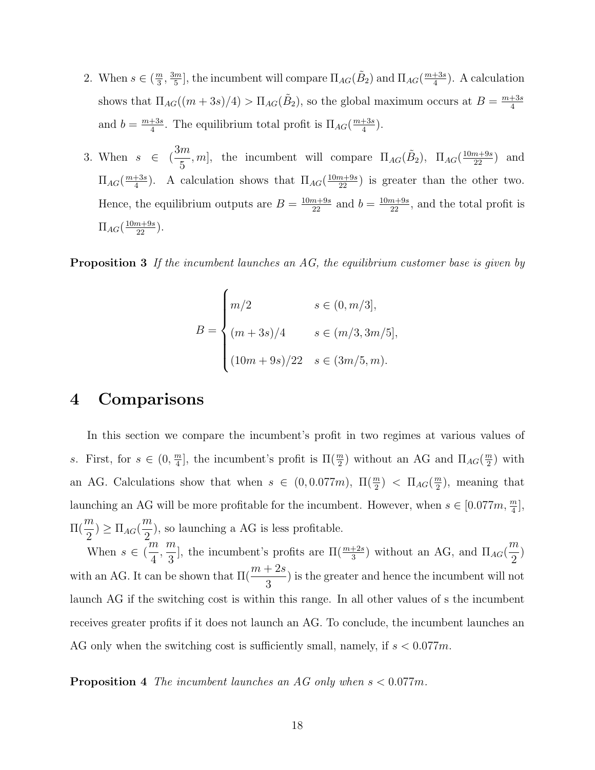2. When $s \in (\frac{m}{3}, \frac{3m}{5}]$, the incumbent will compare $\Pi_{AG}(\tilde{B}_2)$ and $\Pi_{AG}(\frac{m+3s}{4})$. A calculation shows that $\Pi_{AG}((m+3s)/4) > \Pi_{AG}(\tilde{B}_2)$, so the global maximum occurs at $B = \frac{m+3s}{4}$ and $b = \frac{m+3s}{4}$. The equilibrium total profit is $\Pi_{AG}(\frac{m+3s}{4})$.

3. When $s \in (\frac{3m}{5}, m]$, the incumbent will compare $\Pi_{AG}(\tilde{B}_2)$, $\Pi_{AG}(\frac{10m+9s}{22})$ and $\Pi_{AG}(\frac{m+3s}{4})$. A calculation shows that $\Pi_{AG}(\frac{10m+9s}{22})$ is greater than the other two. Hence, the equilibrium outputs are $B = \frac{10m+9s}{22}$ and $b = \frac{10m+9s}{22}$, and the total profit is $\Pi_{AG}(\frac{10m+9s}{22})$.

**Proposition 3** *If the incumbent launches an AG, the equilibrium customer base is given by*

$$B = \begin{cases} m/2 & s \in (0, m/3], \\ (m+3s)/4 & s \in (m/3, 3m/5], \\ (10m+9s)/22 & s \in (3m/5, m). \end{cases}$$

# 4 Comparisons

In this section we compare the incumbent's profit in two regimes at various values of $s$. First, for $s \in (0, \frac{m}{4}]$, the incumbent's profit is $\Pi(\frac{m}{2})$ without an AG and $\Pi_{AG}(\frac{m}{2})$ with an AG. Calculations show that when $s \in (0, 0.077m)$, $\Pi(\frac{m}{2}) < \Pi_{AG}(\frac{m}{2})$, meaning that launching an AG will be more profitable for the incumbent. However, when $s \in [0.077m, \frac{m}{4}]$, $\Pi(\frac{m}{2}) \geq \Pi_{AG}(\frac{m}{2})$, so launching a AG is less profitable.

When $s \in (\frac{m}{4}, \frac{m}{3}]$, the incumbent's profits are $\Pi(\frac{m+2s}{3})$ without an AG, and $\Pi_{AG}(\frac{m}{2})$ with an AG. It can be shown that $\Pi(\frac{m+2s}{3})$ is the greater and hence the incumbent will not launch AG if the switching cost is within this range. In all other values of s the incumbent receives greater profits if it does not launch an AG. To conclude, the incumbent launches an AG only when the switching cost is sufficiently small, namely, if $s < 0.077m$.

**Proposition 4** *The incumbent launches an AG only when $s < 0.077m$.*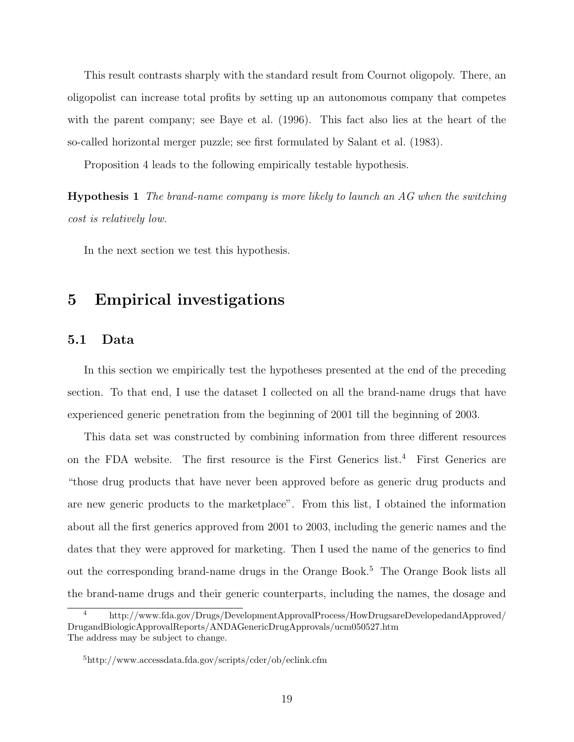This result contrasts sharply with the standard result from Cournot oligopoly. There, an oligopolist can increase total profits by setting up an autonomous company that competes with the parent company; see Baye et al. (1996). This fact also lies at the heart of the so-called horizontal merger puzzle; see first formulated by Salant et al. (1983).

Proposition 4 leads to the following empirically testable hypothesis.

**Hypothesis 1** *The brand-name company is more likely to launch an AG when the switching cost is relatively low.*

In the next section we test this hypothesis.

# 5 Empirical investigations

## 5.1 Data

In this section we empirically test the hypotheses presented at the end of the preceding section. To that end, I use the dataset I collected on all the brand-name drugs that have experienced generic penetration from the beginning of 2001 till the beginning of 2003.

This data set was constructed by combining information from three different resources on the FDA website. The first resource is the First Generics list.[4] First Generics are "those drug products that have never been approved before as generic drug products and are new generic products to the marketplace". From this list, I obtained the information about all the first generics approved from 2001 to 2003, including the generic names and the dates that they were approved for marketing. Then I used the name of the generics to find out the corresponding brand-name drugs in the Orange Book.[5] The Orange Book lists all the brand-name drugs and their generic counterparts, including the names, the dosage and

[4] http://www.fda.gov/Drugs/DevelopmentApprovalProcess/HowDrugsareDevelopedandApproved/DrugandBiologicApprovalReports/ANDAGenericDrugApprovals/ucm050527.htm
The address may be subject to change.

[5] http://www.accessdata.fda.gov/scripts/cder/ob/eclink.cfm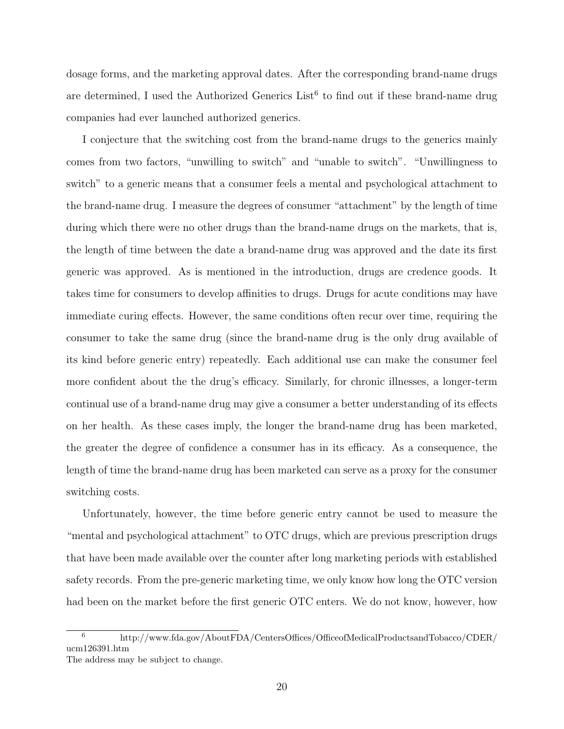dosage forms, and the marketing approval dates. After the corresponding brand-name drugs are determined, I used the Authorized Generics List[6] to find out if these brand-name drug companies had ever launched authorized generics.

I conjecture that the switching cost from the brand-name drugs to the generics mainly comes from two factors, "unwilling to switch" and "unable to switch". "Unwillingness to switch" to a generic means that a consumer feels a mental and psychological attachment to the brand-name drug. I measure the degrees of consumer "attachment" by the length of time during which there were no other drugs than the brand-name drugs on the markets, that is, the length of time between the date a brand-name drug was approved and the date its first generic was approved. As is mentioned in the introduction, drugs are credence goods. It takes time for consumers to develop affinities to drugs. Drugs for acute conditions may have immediate curing effects. However, the same conditions often recur over time, requiring the consumer to take the same drug (since the brand-name drug is the only drug available of its kind before generic entry) repeatedly. Each additional use can make the consumer feel more confident about the the drug's efficacy. Similarly, for chronic illnesses, a longer-term continual use of a brand-name drug may give a consumer a better understanding of its effects on her health. As these cases imply, the longer the brand-name drug has been marketed, the greater the degree of confidence a consumer has in its efficacy. As a consequence, the length of time the brand-name drug has been marketed can serve as a proxy for the consumer switching costs.

Unfortunately, however, the time before generic entry cannot be used to measure the "mental and psychological attachment" to OTC drugs, which are previous prescription drugs that have been made available over the counter after long marketing periods with established safety records. From the pre-generic marketing time, we only know how long the OTC version had been on the market before the first generic OTC enters. We do not know, however, how

[6] http://www.fda.gov/AboutFDA/CentersOffices/OfficeofMedicalProductsandTobacco/CDER/ucm126391.htm
The address may be subject to change.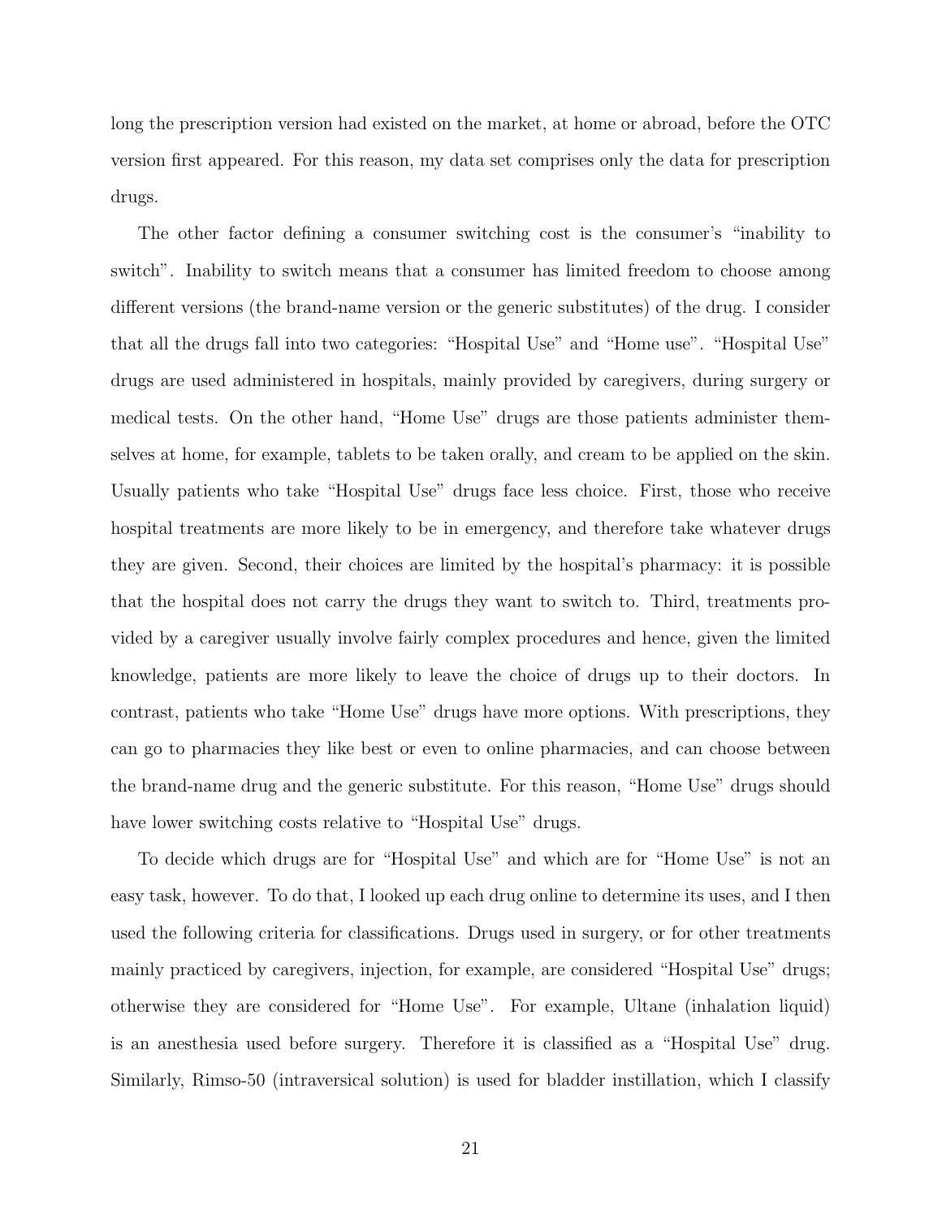long the prescription version had existed on the market, at home or abroad, before the OTC version first appeared. For this reason, my data set comprises only the data for prescription drugs.

The other factor defining a consumer switching cost is the consumer's "inability to switch". Inability to switch means that a consumer has limited freedom to choose among different versions (the brand-name version or the generic substitutes) of the drug. I consider that all the drugs fall into two categories: "Hospital Use" and "Home use". "Hospital Use" drugs are used administered in hospitals, mainly provided by caregivers, during surgery or medical tests. On the other hand, "Home Use" drugs are those patients administer themselves at home, for example, tablets to be taken orally, and cream to be applied on the skin. Usually patients who take "Hospital Use" drugs face less choice. First, those who receive hospital treatments are more likely to be in emergency, and therefore take whatever drugs they are given. Second, their choices are limited by the hospital's pharmacy: it is possible that the hospital does not carry the drugs they want to switch to. Third, treatments provided by a caregiver usually involve fairly complex procedures and hence, given the limited knowledge, patients are more likely to leave the choice of drugs up to their doctors. In contrast, patients who take "Home Use" drugs have more options. With prescriptions, they can go to pharmacies they like best or even to online pharmacies, and can choose between the brand-name drug and the generic substitute. For this reason, "Home Use" drugs should have lower switching costs relative to "Hospital Use" drugs.

To decide which drugs are for "Hospital Use" and which are for "Home Use" is not an easy task, however. To do that, I looked up each drug online to determine its uses, and I then used the following criteria for classifications. Drugs used in surgery, or for other treatments mainly practiced by caregivers, injection, for example, are considered "Hospital Use" drugs; otherwise they are considered for "Home Use". For example, Ultane (inhalation liquid) is an anesthesia used before surgery. Therefore it is classified as a "Hospital Use" drug. Similarly, Rimso-50 (intraversical solution) is used for bladder instillation, which I classify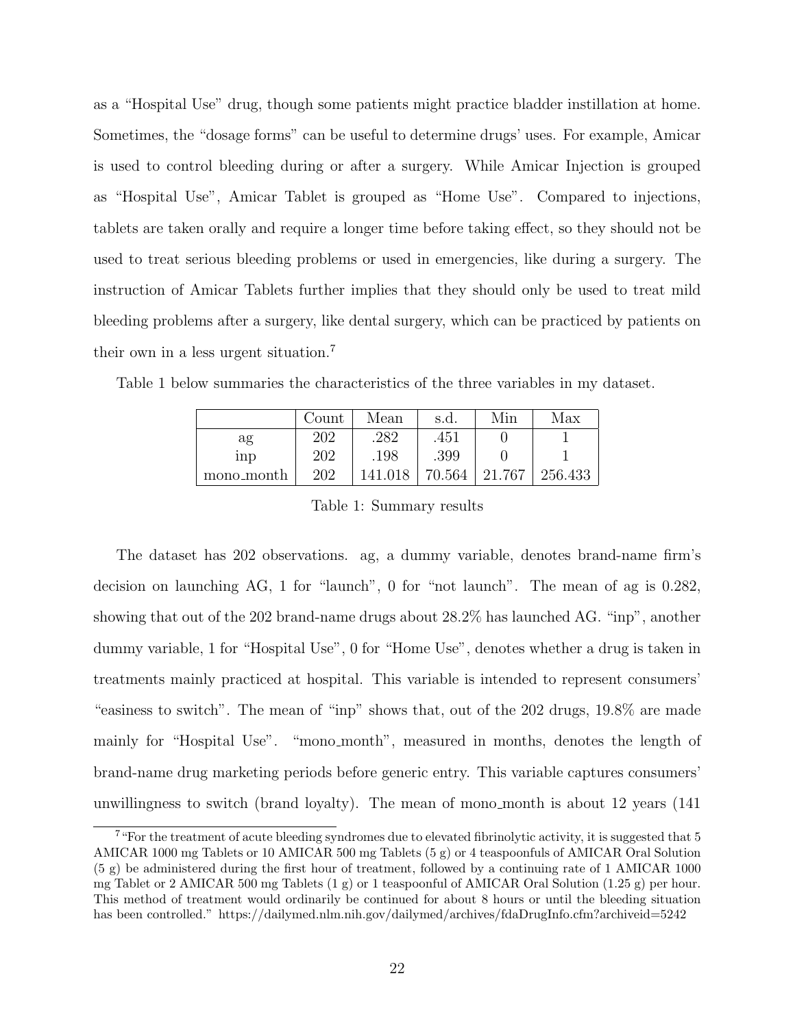as a "Hospital Use" drug, though some patients might practice bladder instillation at home. Sometimes, the "dosage forms" can be useful to determine drugs' uses. For example, Amicar is used to control bleeding during or after a surgery. While Amicar Injection is grouped as "Hospital Use", Amicar Tablet is grouped as "Home Use". Compared to injections, tablets are taken orally and require a longer time before taking effect, so they should not be used to treat serious bleeding problems or used in emergencies, like during a surgery. The instruction of Amicar Tablets further implies that they should only be used to treat mild bleeding problems after a surgery, like dental surgery, which can be practiced by patients on their own in a less urgent situation.[7]

Table 1 below summaries the characteristics of the three variables in my dataset.

| | Count | Mean | s.d. | Min | Max |
|---|---|---|---|---|---|
| ag | 202 | .282 | .451 | 0 | 1 |
| inp | 202 | .198 | .399 | 0 | 1 |
| mono_month | 202 | 141.018 | 70.564 | 21.767 | 256.433 |

Table 1: Summary results

The dataset has 202 observations. ag, a dummy variable, denotes brand-name firm's decision on launching AG, 1 for "launch", 0 for "not launch". The mean of ag is 0.282, showing that out of the 202 brand-name drugs about 28.2% has launched AG. "inp", another dummy variable, 1 for "Hospital Use", 0 for "Home Use", denotes whether a drug is taken in treatments mainly practiced at hospital. This variable is intended to represent consumers' "easiness to switch". The mean of "inp" shows that, out of the 202 drugs, 19.8% are made mainly for "Hospital Use". "mono_month", measured in months, denotes the length of brand-name drug marketing periods before generic entry. This variable captures consumers' unwillingness to switch (brand loyalty). The mean of mono_month is about 12 years (141

[7] "For the treatment of acute bleeding syndromes due to elevated fibrinolytic activity, it is suggested that 5 AMICAR 1000 mg Tablets or 10 AMICAR 500 mg Tablets (5 g) or 4 teaspoonfuls of AMICAR Oral Solution (5 g) be administered during the first hour of treatment, followed by a continuing rate of 1 AMICAR 1000 mg Tablet or 2 AMICAR 500 mg Tablets (1 g) or 1 teaspoonful of AMICAR Oral Solution (1.25 g) per hour. This method of treatment would ordinarily be continued for about 8 hours or until the bleeding situation has been controlled." https://dailymed.nlm.nih.gov/dailymed/archives/fdaDrugInfo.cfm?archiveid=5242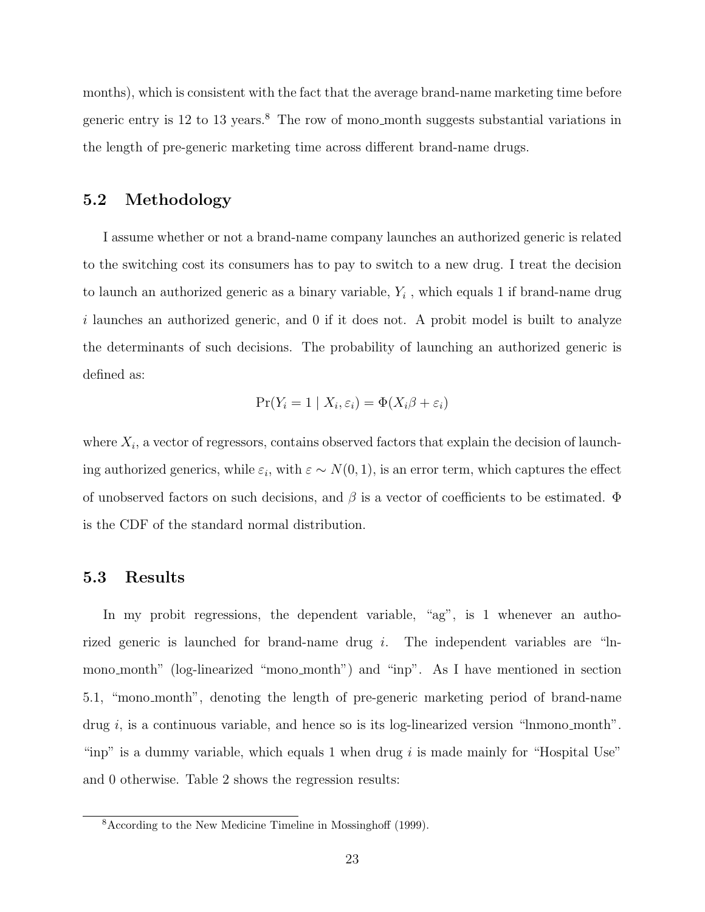months), which is consistent with the fact that the average brand-name marketing time before generic entry is 12 to 13 years.[8] The row of mono_month suggests substantial variations in the length of pre-generic marketing time across different brand-name drugs.

## 5.2 Methodology

I assume whether or not a brand-name company launches an authorized generic is related to the switching cost its consumers has to pay to switch to a new drug. I treat the decision to launch an authorized generic as a binary variable, $Y_i$ , which equals 1 if brand-name drug $i$ launches an authorized generic, and 0 if it does not. A probit model is built to analyze the determinants of such decisions. The probability of launching an authorized generic is defined as:

$$\Pr(Y_i = 1 \mid X_i, \varepsilon_i) = \Phi(X_i\beta + \varepsilon_i)$$

where $X_i$, a vector of regressors, contains observed factors that explain the decision of launching authorized generics, while $\varepsilon_i$, with $\varepsilon \sim N(0, 1)$, is an error term, which captures the effect of unobserved factors on such decisions, and $\beta$ is a vector of coefficients to be estimated. $\Phi$ is the CDF of the standard normal distribution.

## 5.3 Results

In my probit regressions, the dependent variable, "ag", is 1 whenever an authorized generic is launched for brand-name drug $i$. The independent variables are "lnmono_month" (log-linearized "mono_month") and "inp". As I have mentioned in section 5.1, "mono_month", denoting the length of pre-generic marketing period of brand-name drug $i$, is a continuous variable, and hence so is its log-linearized version "lnmono_month". "inp" is a dummy variable, which equals 1 when drug $i$ is made mainly for "Hospital Use" and 0 otherwise. Table 2 shows the regression results:

[8] According to the New Medicine Timeline in Mossinghoff (1999).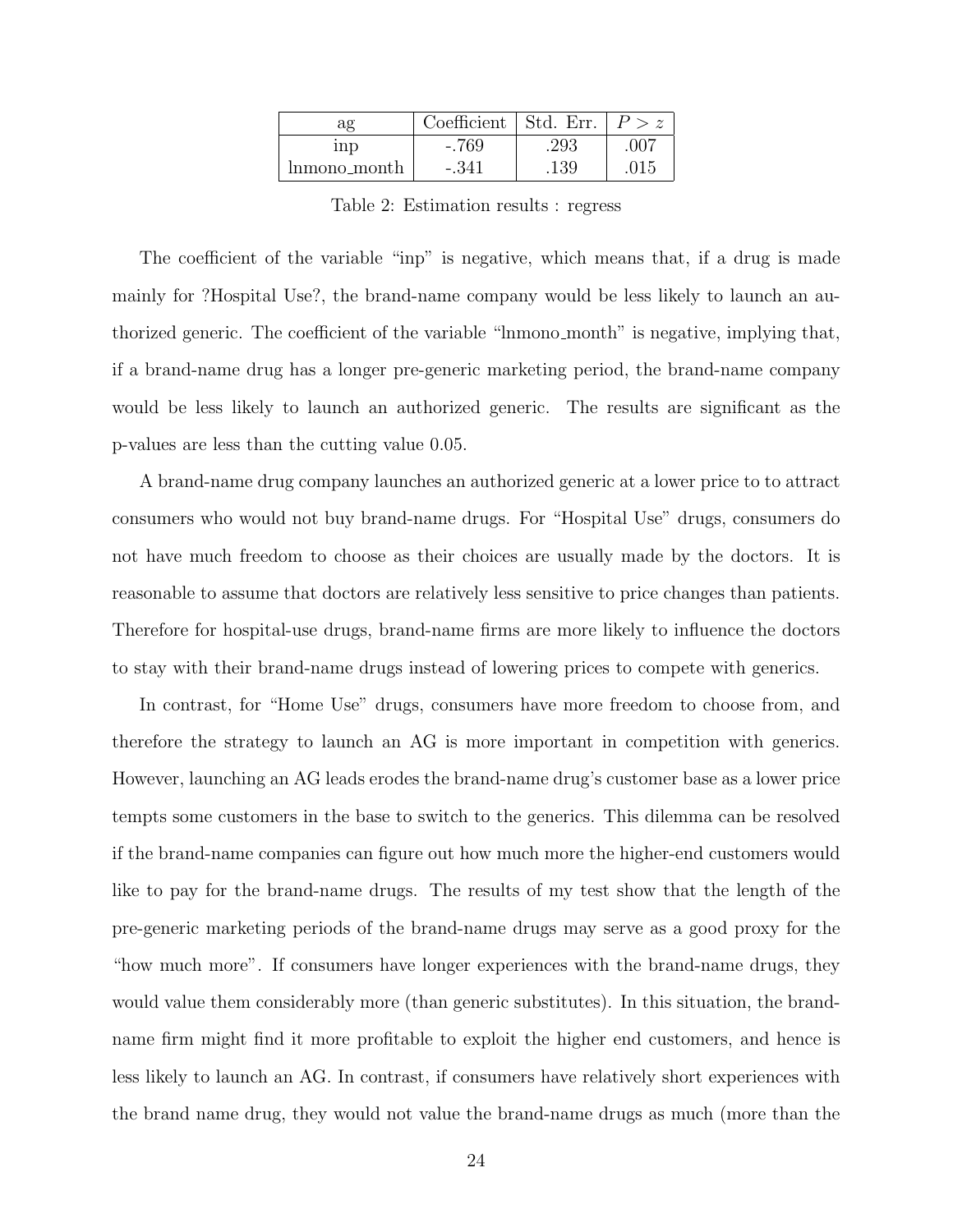| ag | Coefficient | Std. Err. | $P > z$ |
|---|---|---|---|
| inp | -.769 | .293 | .007 |
| lnmono_month | -.341 | .139 | .015 |

Table 2: Estimation results : regress

The coefficient of the variable "inp" is negative, which means that, if a drug is made mainly for ?Hospital Use?, the brand-name company would be less likely to launch an authorized generic. The coefficient of the variable "lnmono_month" is negative, implying that, if a brand-name drug has a longer pre-generic marketing period, the brand-name company would be less likely to launch an authorized generic. The results are significant as the p-values are less than the cutting value 0.05.

A brand-name drug company launches an authorized generic at a lower price to to attract consumers who would not buy brand-name drugs. For "Hospital Use" drugs, consumers do not have much freedom to choose as their choices are usually made by the doctors. It is reasonable to assume that doctors are relatively less sensitive to price changes than patients. Therefore for hospital-use drugs, brand-name firms are more likely to influence the doctors to stay with their brand-name drugs instead of lowering prices to compete with generics.

In contrast, for "Home Use" drugs, consumers have more freedom to choose from, and therefore the strategy to launch an AG is more important in competition with generics. However, launching an AG leads erodes the brand-name drug's customer base as a lower price tempts some customers in the base to switch to the generics. This dilemma can be resolved if the brand-name companies can figure out how much more the higher-end customers would like to pay for the brand-name drugs. The results of my test show that the length of the pre-generic marketing periods of the brand-name drugs may serve as a good proxy for the "how much more". If consumers have longer experiences with the brand-name drugs, they would value them considerably more (than generic substitutes). In this situation, the brand-name firm might find it more profitable to exploit the higher end customers, and hence is less likely to launch an AG. In contrast, if consumers have relatively short experiences with the brand name drug, they would not value the brand-name drugs as much (more than the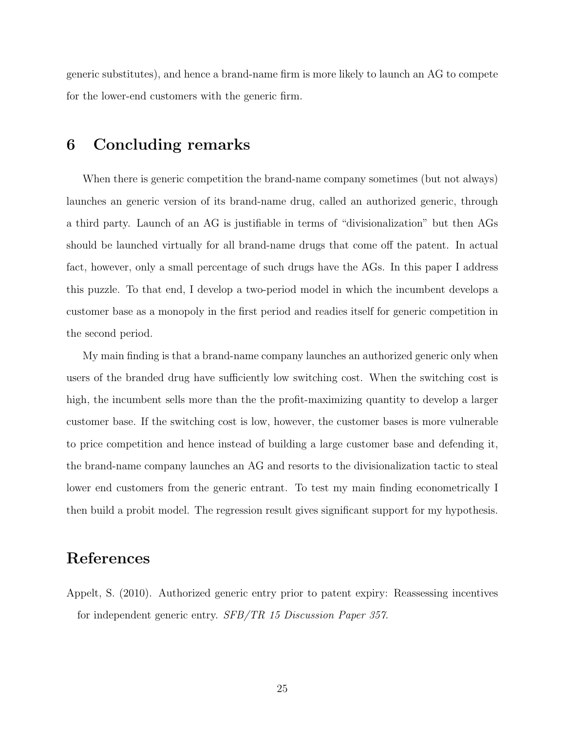generic substitutes), and hence a brand-name firm is more likely to launch an AG to compete for the lower-end customers with the generic firm.

# 6 Concluding remarks

When there is generic competition the brand-name company sometimes (but not always) launches an generic version of its brand-name drug, called an authorized generic, through a third party. Launch of an AG is justifiable in terms of "divisionalization" but then AGs should be launched virtually for all brand-name drugs that come off the patent. In actual fact, however, only a small percentage of such drugs have the AGs. In this paper I address this puzzle. To that end, I develop a two-period model in which the incumbent develops a customer base as a monopoly in the first period and readies itself for generic competition in the second period.

My main finding is that a brand-name company launches an authorized generic only when users of the branded drug have sufficiently low switching cost. When the switching cost is high, the incumbent sells more than the the profit-maximizing quantity to develop a larger customer base. If the switching cost is low, however, the customer bases is more vulnerable to price competition and hence instead of building a large customer base and defending it, the brand-name company launches an AG and resorts to the divisionalization tactic to steal lower end customers from the generic entrant. To test my main finding econometrically I then build a probit model. The regression result gives significant support for my hypothesis.

# References

Appelt, S. (2010). Authorized generic entry prior to patent expiry: Reassessing incentives for independent generic entry. *SFB/TR 15 Discussion Paper 357*.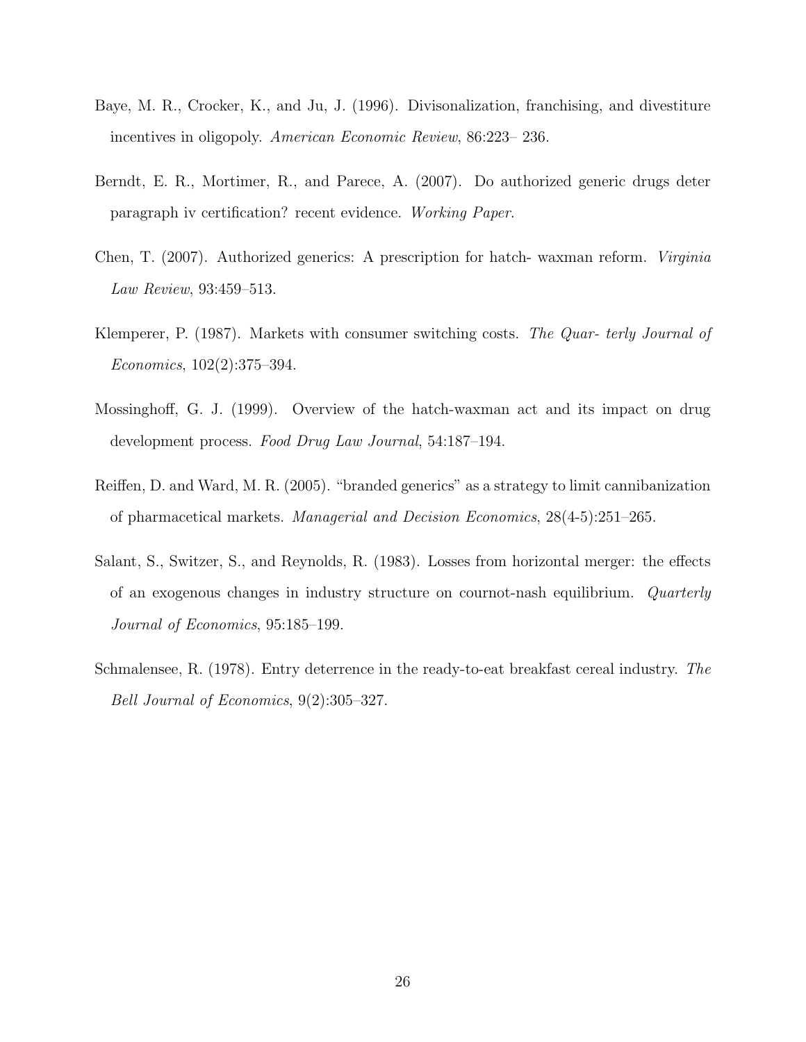Baye, M. R., Crocker, K., and Ju, J. (1996). Divisonalization, franchising, and divestiture incentives in oligopoly. *American Economic Review*, 86:223– 236.

Berndt, E. R., Mortimer, R., and Parece, A. (2007). Do authorized generic drugs deter paragraph iv certification? recent evidence. *Working Paper*.

Chen, T. (2007). Authorized generics: A prescription for hatch- waxman reform. *Virginia Law Review*, 93:459–513.

Klemperer, P. (1987). Markets with consumer switching costs. *The Quar- terly Journal of Economics*, 102(2):375–394.

Mossinghoff, G. J. (1999). Overview of the hatch-waxman act and its impact on drug development process. *Food Drug Law Journal*, 54:187–194.

Reiffen, D. and Ward, M. R. (2005). "branded generics" as a strategy to limit cannibanization of pharmacetical markets. *Managerial and Decision Economics*, 28(4-5):251–265.

Salant, S., Switzer, S., and Reynolds, R. (1983). Losses from horizontal merger: the effects of an exogenous changes in industry structure on cournot-nash equilibrium. *Quarterly Journal of Economics*, 95:185–199.

Schmalensee, R. (1978). Entry deterrence in the ready-to-eat breakfast cereal industry. *The Bell Journal of Economics*, 9(2):305–327.